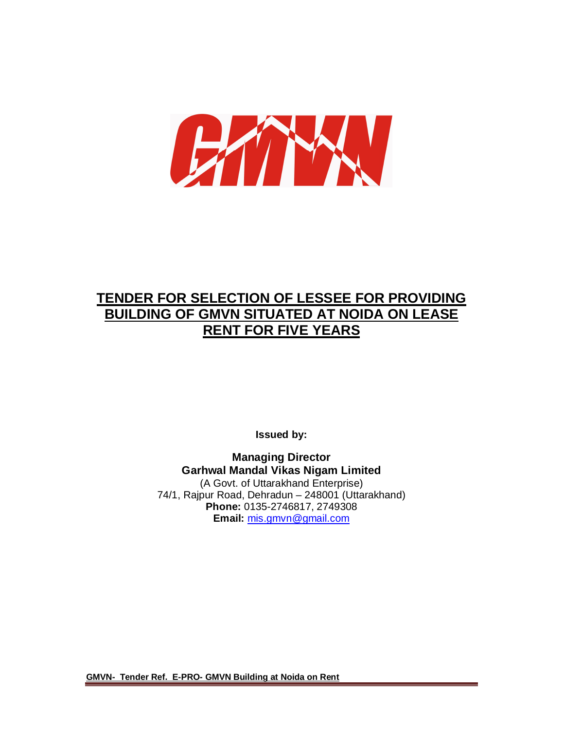GMVN

# TENDER FOR SELECTION OF LESSEE FOR PROVIDING BUILDING OF GMVN SITUATED AT NOIDA ON LEASE RENT FOR FIVE YEARS

**Issued by:**

**Managing Director**
**Garhwal Mandal Vikas Nigam Limited**
(A Govt. of Uttarakhand Enterprise)
74/1, Rajpur Road, Dehradun – 248001 (Uttarakhand)
**Phone:** 0135-2746817, 2749308
**Email:** mis.gmvn@gmail.com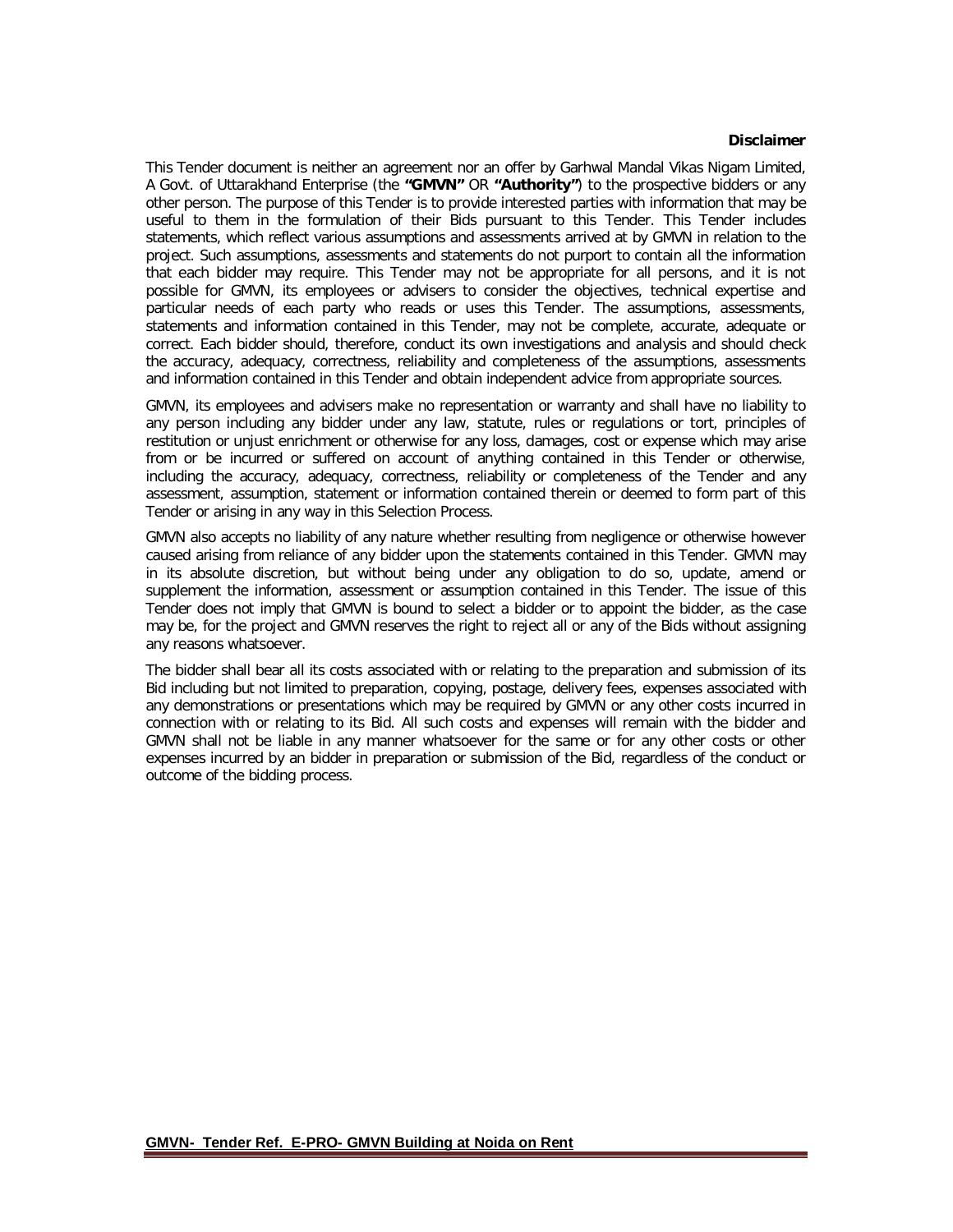**Disclaimer**

This Tender document is neither an agreement nor an offer by Garhwal Mandal Vikas Nigam Limited, A Govt. of Uttarakhand Enterprise (the **"GMVN"** OR **"Authority"**) to the prospective bidders or any other person. The purpose of this Tender is to provide interested parties with information that may be useful to them in the formulation of their Bids pursuant to this Tender. This Tender includes statements, which reflect various assumptions and assessments arrived at by GMVN in relation to the project. Such assumptions, assessments and statements do not purport to contain all the information that each bidder may require. This Tender may not be appropriate for all persons, and it is not possible for GMVN, its employees or advisers to consider the objectives, technical expertise and particular needs of each party who reads or uses this Tender. The assumptions, assessments, statements and information contained in this Tender, may not be complete, accurate, adequate or correct. Each bidder should, therefore, conduct its own investigations and analysis and should check the accuracy, adequacy, correctness, reliability and completeness of the assumptions, assessments and information contained in this Tender and obtain independent advice from appropriate sources.

GMVN, its employees and advisers make no representation or warranty and shall have no liability to any person including any bidder under any law, statute, rules or regulations or tort, principles of restitution or unjust enrichment or otherwise for any loss, damages, cost or expense which may arise from or be incurred or suffered on account of anything contained in this Tender or otherwise, including the accuracy, adequacy, correctness, reliability or completeness of the Tender and any assessment, assumption, statement or information contained therein or deemed to form part of this Tender or arising in any way in this Selection Process.

GMVN also accepts no liability of any nature whether resulting from negligence or otherwise however caused arising from reliance of any bidder upon the statements contained in this Tender. GMVN may in its absolute discretion, but without being under any obligation to do so, update, amend or supplement the information, assessment or assumption contained in this Tender. The issue of this Tender does not imply that GMVN is bound to select a bidder or to appoint the bidder, as the case may be, for the project and GMVN reserves the right to reject all or any of the Bids without assigning any reasons whatsoever.

The bidder shall bear all its costs associated with or relating to the preparation and submission of its Bid including but not limited to preparation, copying, postage, delivery fees, expenses associated with any demonstrations or presentations which may be required by GMVN or any other costs incurred in connection with or relating to its Bid. All such costs and expenses will remain with the bidder and GMVN shall not be liable in any manner whatsoever for the same or for any other costs or other expenses incurred by an bidder in preparation or submission of the Bid, regardless of the conduct or outcome of the bidding process.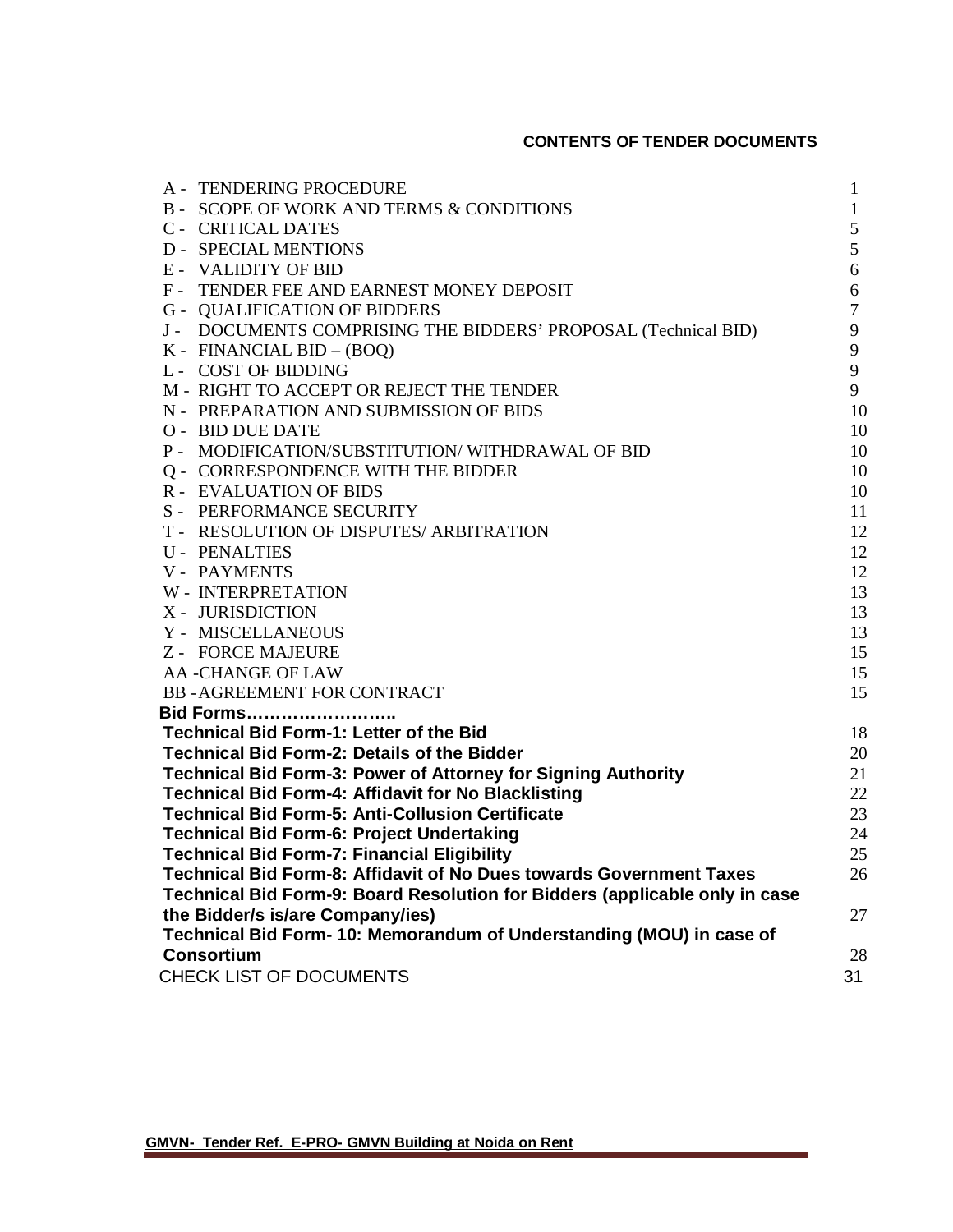## CONTENTS OF TENDER DOCUMENTS

| | |
|---|---|
| A - TENDERING PROCEDURE | 1 |
| B - SCOPE OF WORK AND TERMS & CONDITIONS | 1 |
| C - CRITICAL DATES | 5 |
| D - SPECIAL MENTIONS | 5 |
| E - VALIDITY OF BID | 6 |
| F - TENDER FEE AND EARNEST MONEY DEPOSIT | 6 |
| G - QUALIFICATION OF BIDDERS | 7 |
| J - DOCUMENTS COMPRISING THE BIDDERS' PROPOSAL (Technical BID) | 9 |
| K - FINANCIAL BID – (BOQ) | 9 |
| L - COST OF BIDDING | 9 |
| M - RIGHT TO ACCEPT OR REJECT THE TENDER | 9 |
| N - PREPARATION AND SUBMISSION OF BIDS | 10 |
| O - BID DUE DATE | 10 |
| P - MODIFICATION/SUBSTITUTION/ WITHDRAWAL OF BID | 10 |
| Q - CORRESPONDENCE WITH THE BIDDER | 10 |
| R - EVALUATION OF BIDS | 10 |
| S - PERFORMANCE SECURITY | 11 |
| T - RESOLUTION OF DISPUTES/ ARBITRATION | 12 |
| U - PENALTIES | 12 |
| V - PAYMENTS | 12 |
| W - INTERPRETATION | 13 |
| X - JURISDICTION | 13 |
| Y - MISCELLANEOUS | 13 |
| Z - FORCE MAJEURE | 15 |
| AA -CHANGE OF LAW | 15 |
| BB -AGREEMENT FOR CONTRACT | 15 |
| **Bid Forms……………………..** | |
| **Technical Bid Form-1: Letter of the Bid** | 18 |
| **Technical Bid Form-2: Details of the Bidder** | 20 |
| **Technical Bid Form-3: Power of Attorney for Signing Authority** | 21 |
| **Technical Bid Form-4: Affidavit for No Blacklisting** | 22 |
| **Technical Bid Form-5: Anti-Collusion Certificate** | 23 |
| **Technical Bid Form-6: Project Undertaking** | 24 |
| **Technical Bid Form-7: Financial Eligibility** | 25 |
| **Technical Bid Form-8: Affidavit of No Dues towards Government Taxes** | 26 |
| **Technical Bid Form-9: Board Resolution for Bidders (applicable only in case the Bidder/s is/are Company/ies)** | 27 |
| **Technical Bid Form- 10: Memorandum of Understanding (MOU) in case of Consortium** | 28 |
| CHECK LIST OF DOCUMENTS | 31 |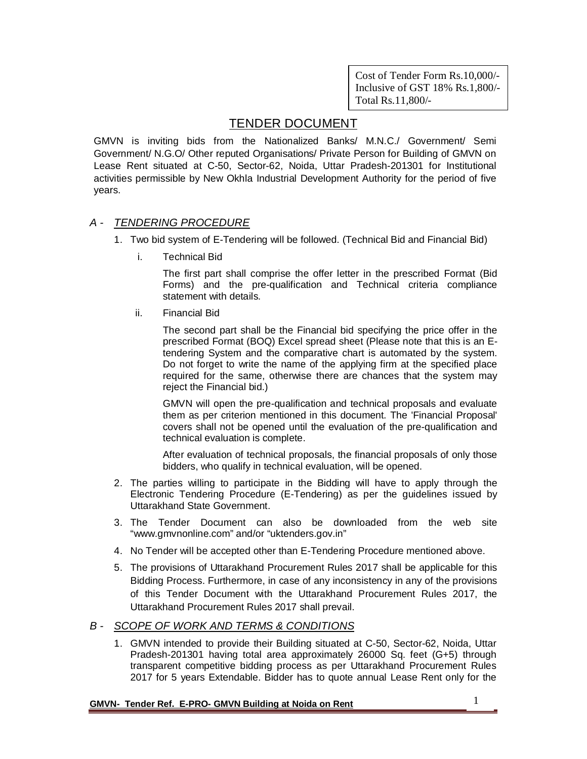Cost of Tender Form Rs.10,000/-
Inclusive of GST 18% Rs.1,800/-
Total Rs.11,800/-

# TENDER DOCUMENT

GMVN is inviting bids from the Nationalized Banks/ M.N.C./ Government/ Semi Government/ N.G.O/ Other reputed Organisations/ Private Person for Building of GMVN on Lease Rent situated at C-50, Sector-62, Noida, Uttar Pradesh-201301 for Institutional activities permissible by New Okhla Industrial Development Authority for the period of five years.

## *A - TENDERING PROCEDURE*

1. Two bid system of E-Tendering will be followed. (Technical Bid and Financial Bid)

   i. Technical Bid

      The first part shall comprise the offer letter in the prescribed Format (Bid Forms) and the pre-qualification and Technical criteria compliance statement with details.

   ii. Financial Bid

      The second part shall be the Financial bid specifying the price offer in the prescribed Format (BOQ) Excel spread sheet (Please note that this is an E-tendering System and the comparative chart is automated by the system. Do not forget to write the name of the applying firm at the specified place required for the same, otherwise there are chances that the system may reject the Financial bid.)

      GMVN will open the pre-qualification and technical proposals and evaluate them as per criterion mentioned in this document. The 'Financial Proposal' covers shall not be opened until the evaluation of the pre-qualification and technical evaluation is complete.

      After evaluation of technical proposals, the financial proposals of only those bidders, who qualify in technical evaluation, will be opened.

2. The parties willing to participate in the Bidding will have to apply through the Electronic Tendering Procedure (E-Tendering) as per the guidelines issued by Uttarakhand State Government.

3. The Tender Document can also be downloaded from the web site “www.gmvnonline.com” and/or “uktenders.gov.in”

4. No Tender will be accepted other than E-Tendering Procedure mentioned above.

5. The provisions of Uttarakhand Procurement Rules 2017 shall be applicable for this Bidding Process. Furthermore, in case of any inconsistency in any of the provisions of this Tender Document with the Uttarakhand Procurement Rules 2017, the Uttarakhand Procurement Rules 2017 shall prevail.

## *B - SCOPE OF WORK AND TERMS & CONDITIONS*

1. GMVN intended to provide their Building situated at C-50, Sector-62, Noida, Uttar Pradesh-201301 having total area approximately 26000 Sq. feet (G+5) through transparent competitive bidding process as per Uttarakhand Procurement Rules 2017 for 5 years Extendable. Bidder has to quote annual Lease Rent only for the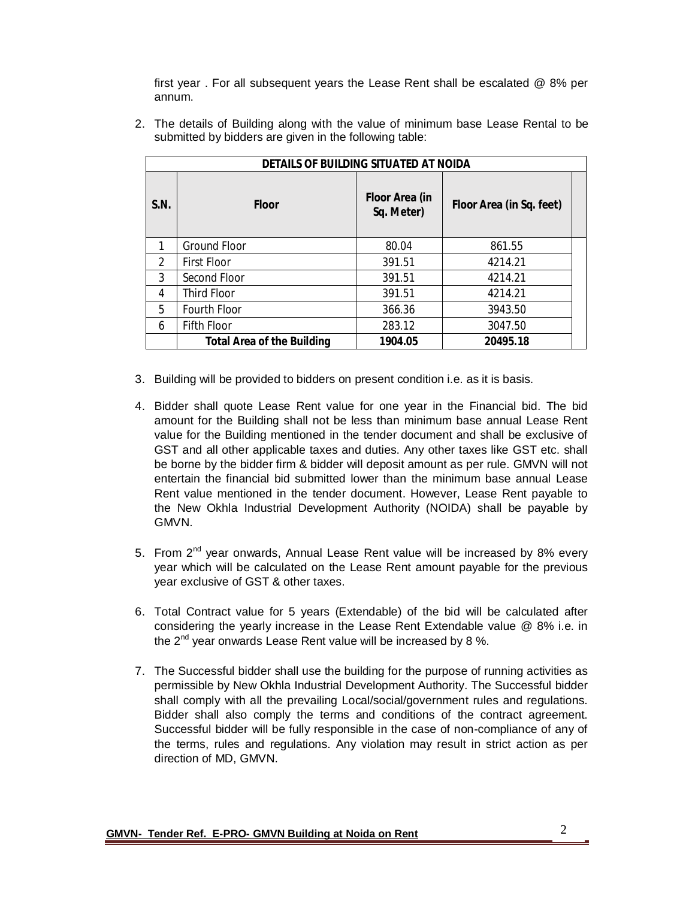first year . For all subsequent years the Lease Rent shall be escalated @ 8% per annum.

2. The details of Building along with the value of minimum base Lease Rental to be submitted by bidders are given in the following table:

| DETAILS OF BUILDING SITUATED AT NOIDA | | | | |
|---|---|---|---|---|
| **S.N.** | **Floor** | **Floor Area (in Sq. Meter)** | **Floor Area (in Sq. feet)** | |
| 1 | Ground Floor | 80.04 | 861.55 | |
| 2 | First Floor | 391.51 | 4214.21 | |
| 3 | Second Floor | 391.51 | 4214.21 | |
| 4 | Third Floor | 391.51 | 4214.21 | |
| 5 | Fourth Floor | 366.36 | 3943.50 | |
| 6 | Fifth Floor | 283.12 | 3047.50 | |
| | **Total Area of the Building** | **1904.05** | **20495.18** | |

3. Building will be provided to bidders on present condition i.e. as it is basis.

4. Bidder shall quote Lease Rent value for one year in the Financial bid. The bid amount for the Building shall not be less than minimum base annual Lease Rent value for the Building mentioned in the tender document and shall be exclusive of GST and all other applicable taxes and duties. Any other taxes like GST etc. shall be borne by the bidder firm & bidder will deposit amount as per rule. GMVN will not entertain the financial bid submitted lower than the minimum base annual Lease Rent value mentioned in the tender document. However, Lease Rent payable to the New Okhla Industrial Development Authority (NOIDA) shall be payable by GMVN.

5. From 2nd year onwards, Annual Lease Rent value will be increased by 8% every year which will be calculated on the Lease Rent amount payable for the previous year exclusive of GST & other taxes.

6. Total Contract value for 5 years (Extendable) of the bid will be calculated after considering the yearly increase in the Lease Rent Extendable value @ 8% i.e. in the 2nd year onwards Lease Rent value will be increased by 8 %.

7. The Successful bidder shall use the building for the purpose of running activities as permissible by New Okhla Industrial Development Authority. The Successful bidder shall comply with all the prevailing Local/social/government rules and regulations. Bidder shall also comply the terms and conditions of the contract agreement. Successful bidder will be fully responsible in the case of non-compliance of any of the terms, rules and regulations. Any violation may result in strict action as per direction of MD, GMVN.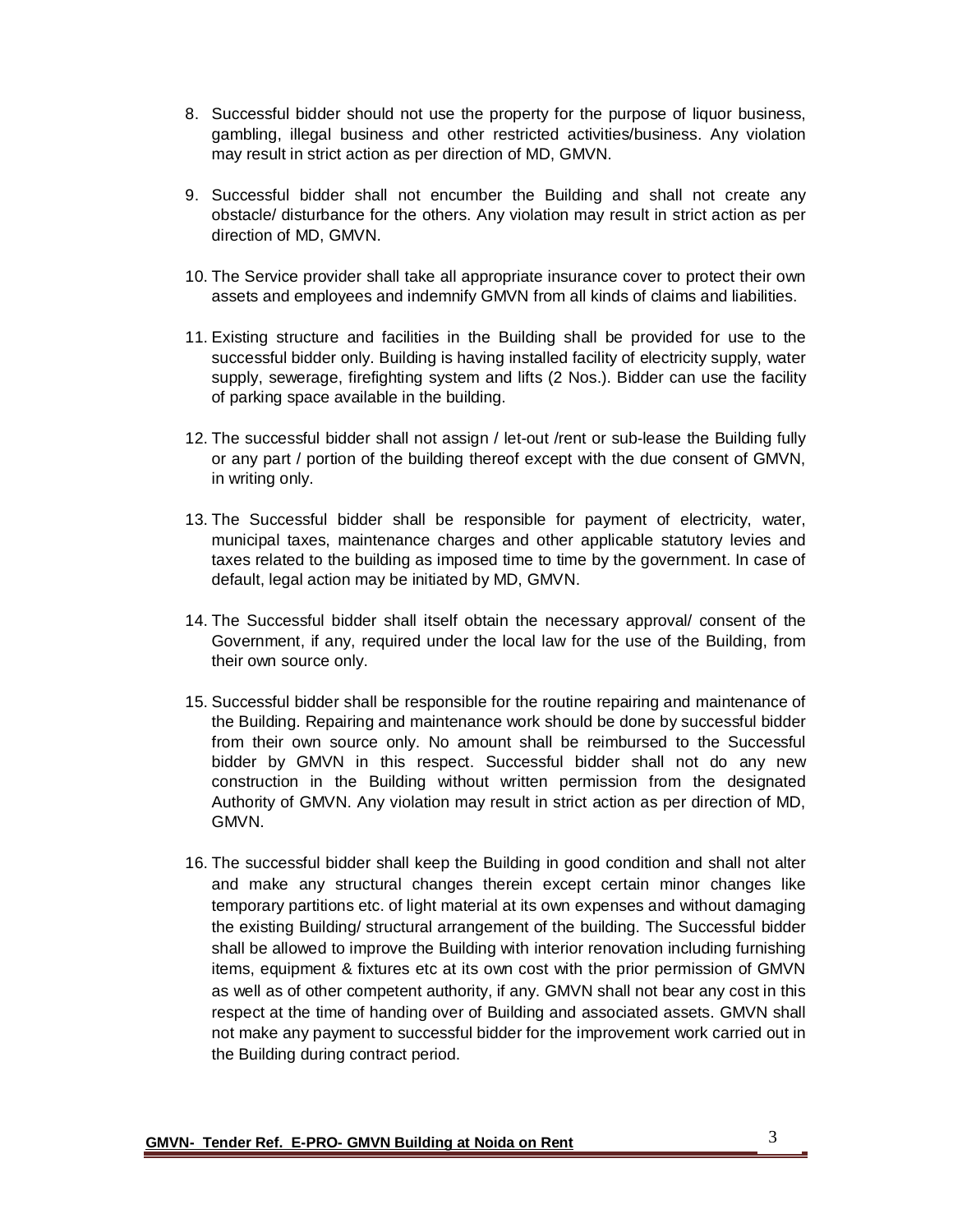8. Successful bidder should not use the property for the purpose of liquor business, gambling, illegal business and other restricted activities/business. Any violation may result in strict action as per direction of MD, GMVN.

9. Successful bidder shall not encumber the Building and shall not create any obstacle/ disturbance for the others. Any violation may result in strict action as per direction of MD, GMVN.

10. The Service provider shall take all appropriate insurance cover to protect their own assets and employees and indemnify GMVN from all kinds of claims and liabilities.

11. Existing structure and facilities in the Building shall be provided for use to the successful bidder only. Building is having installed facility of electricity supply, water supply, sewerage, firefighting system and lifts (2 Nos.). Bidder can use the facility of parking space available in the building.

12. The successful bidder shall not assign / let-out /rent or sub-lease the Building fully or any part / portion of the building thereof except with the due consent of GMVN, in writing only.

13. The Successful bidder shall be responsible for payment of electricity, water, municipal taxes, maintenance charges and other applicable statutory levies and taxes related to the building as imposed time to time by the government. In case of default, legal action may be initiated by MD, GMVN.

14. The Successful bidder shall itself obtain the necessary approval/ consent of the Government, if any, required under the local law for the use of the Building, from their own source only.

15. Successful bidder shall be responsible for the routine repairing and maintenance of the Building. Repairing and maintenance work should be done by successful bidder from their own source only. No amount shall be reimbursed to the Successful bidder by GMVN in this respect. Successful bidder shall not do any new construction in the Building without written permission from the designated Authority of GMVN. Any violation may result in strict action as per direction of MD, GMVN.

16. The successful bidder shall keep the Building in good condition and shall not alter and make any structural changes therein except certain minor changes like temporary partitions etc. of light material at its own expenses and without damaging the existing Building/ structural arrangement of the building. The Successful bidder shall be allowed to improve the Building with interior renovation including furnishing items, equipment & fixtures etc at its own cost with the prior permission of GMVN as well as of other competent authority, if any. GMVN shall not bear any cost in this respect at the time of handing over of Building and associated assets. GMVN shall not make any payment to successful bidder for the improvement work carried out in the Building during contract period.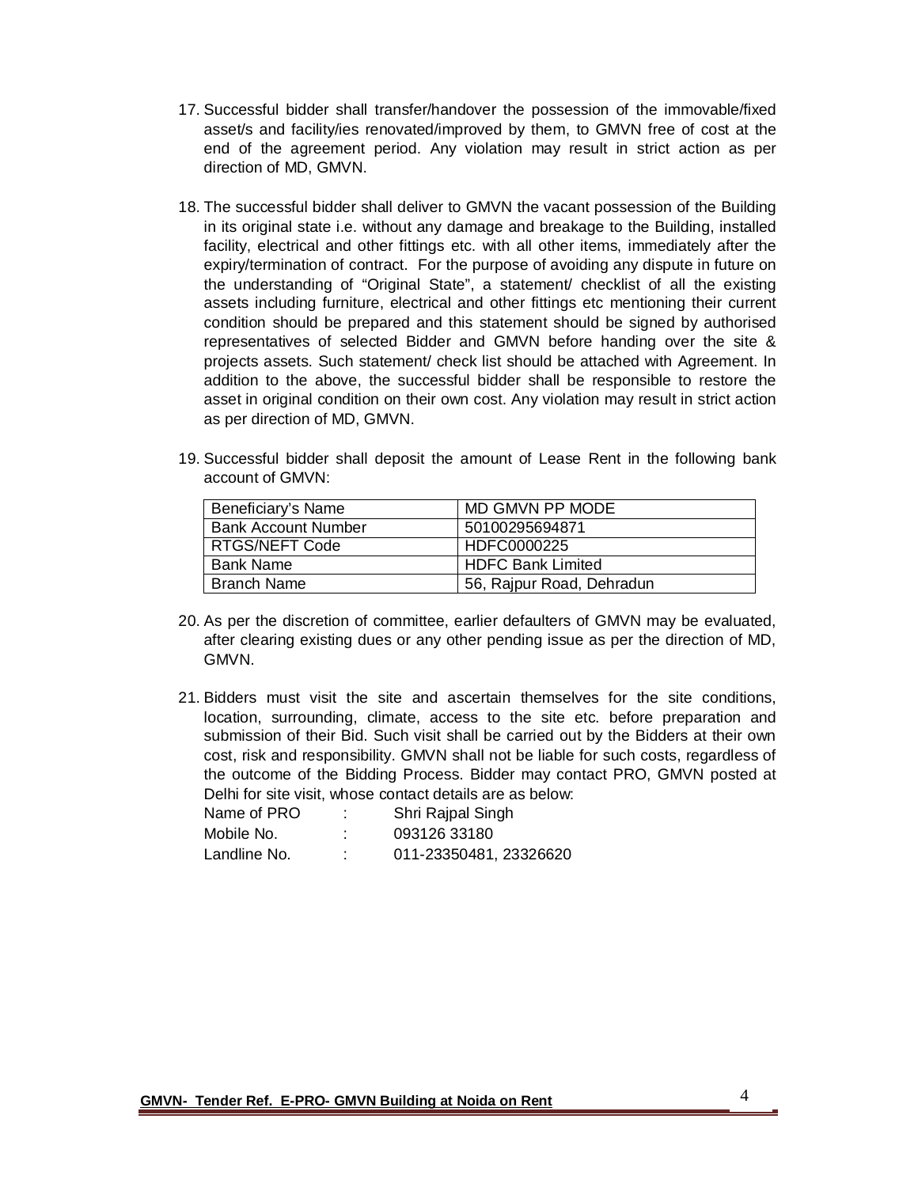17. Successful bidder shall transfer/handover the possession of the immovable/fixed asset/s and facility/ies renovated/improved by them, to GMVN free of cost at the end of the agreement period. Any violation may result in strict action as per direction of MD, GMVN.

18. The successful bidder shall deliver to GMVN the vacant possession of the Building in its original state i.e. without any damage and breakage to the Building, installed facility, electrical and other fittings etc. with all other items, immediately after the expiry/termination of contract. For the purpose of avoiding any dispute in future on the understanding of "Original State", a statement/ checklist of all the existing assets including furniture, electrical and other fittings etc mentioning their current condition should be prepared and this statement should be signed by authorised representatives of selected Bidder and GMVN before handing over the site & projects assets. Such statement/ check list should be attached with Agreement. In addition to the above, the successful bidder shall be responsible to restore the asset in original condition on their own cost. Any violation may result in strict action as per direction of MD, GMVN.

19. Successful bidder shall deposit the amount of Lease Rent in the following bank account of GMVN:

| Beneficiary's Name | MD GMVN PP MODE |
|---|---|
| Bank Account Number | 50100295694871 |
| RTGS/NEFT Code | HDFC0000225 |
| Bank Name | HDFC Bank Limited |
| Branch Name | 56, Rajpur Road, Dehradun |

20. As per the discretion of committee, earlier defaulters of GMVN may be evaluated, after clearing existing dues or any other pending issue as per the direction of MD, GMVN.

21. Bidders must visit the site and ascertain themselves for the site conditions, location, surrounding, climate, access to the site etc. before preparation and submission of their Bid. Such visit shall be carried out by the Bidders at their own cost, risk and responsibility. GMVN shall not be liable for such costs, regardless of the outcome of the Bidding Process. Bidder may contact PRO, GMVN posted at Delhi for site visit, whose contact details are as below:

    Name of PRO : Shri Rajpal Singh
    Mobile No. : 093126 33180
    Landline No. : 011-23350481, 23326620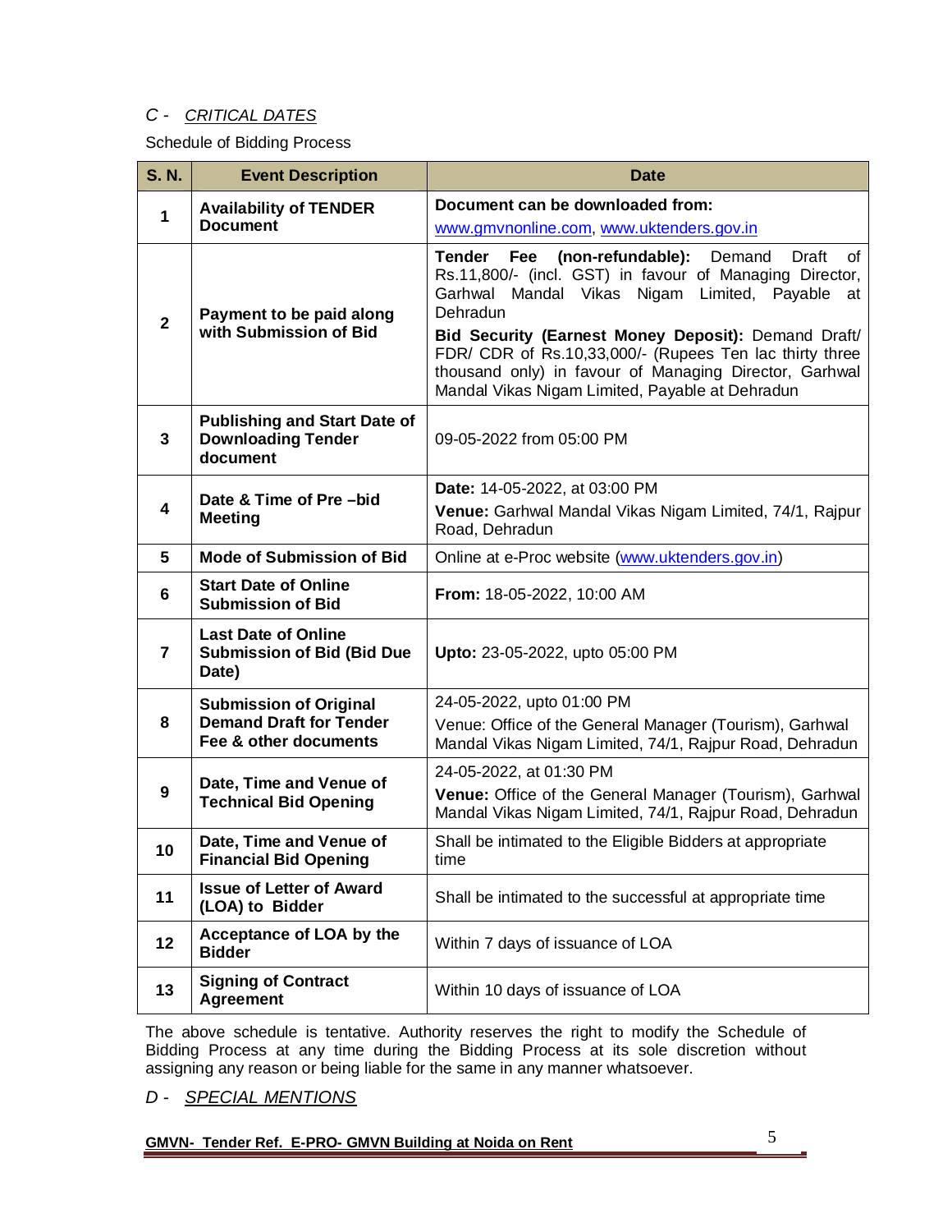## C - *CRITICAL DATES*

Schedule of Bidding Process

| S. N. | Event Description | Date |
|---|---|---|
| 1 | **Availability of TENDER Document** | **Document can be downloaded from:** www.gmvnonline.com, www.uktenders.gov.in |
| 2 | **Payment to be paid along with Submission of Bid** | **Tender Fee (non-refundable):** Demand Draft of Rs.11,800/- (incl. GST) in favour of Managing Director, Garhwal Mandal Vikas Nigam Limited, Payable at Dehradun<br>**Bid Security (Earnest Money Deposit):** Demand Draft/ FDR/ CDR of Rs.10,33,000/- (Rupees Ten lac thirty three thousand only) in favour of Managing Director, Garhwal Mandal Vikas Nigam Limited, Payable at Dehradun |
| 3 | **Publishing and Start Date of Downloading Tender document** | 09-05-2022 from 05:00 PM |
| 4 | **Date & Time of Pre –bid Meeting** | **Date:** 14-05-2022, at 03:00 PM<br>**Venue:** Garhwal Mandal Vikas Nigam Limited, 74/1, Rajpur Road, Dehradun |
| 5 | **Mode of Submission of Bid** | Online at e-Proc website (www.uktenders.gov.in) |
| 6 | **Start Date of Online Submission of Bid** | **From:** 18-05-2022, 10:00 AM |
| 7 | **Last Date of Online Submission of Bid (Bid Due Date)** | **Upto:** 23-05-2022, upto 05:00 PM |
| 8 | **Submission of Original Demand Draft for Tender Fee & other documents** | 24-05-2022, upto 01:00 PM<br>Venue: Office of the General Manager (Tourism), Garhwal Mandal Vikas Nigam Limited, 74/1, Rajpur Road, Dehradun |
| 9 | **Date, Time and Venue of Technical Bid Opening** | 24-05-2022, at 01:30 PM<br>**Venue:** Office of the General Manager (Tourism), Garhwal Mandal Vikas Nigam Limited, 74/1, Rajpur Road, Dehradun |
| 10 | **Date, Time and Venue of Financial Bid Opening** | Shall be intimated to the Eligible Bidders at appropriate time |
| 11 | **Issue of Letter of Award (LOA) to Bidder** | Shall be intimated to the successful at appropriate time |
| 12 | **Acceptance of LOA by the Bidder** | Within 7 days of issuance of LOA |
| 13 | **Signing of Contract Agreement** | Within 10 days of issuance of LOA |

The above schedule is tentative. Authority reserves the right to modify the Schedule of Bidding Process at any time during the Bidding Process at its sole discretion without assigning any reason or being liable for the same in any manner whatsoever.

## D - *SPECIAL MENTIONS*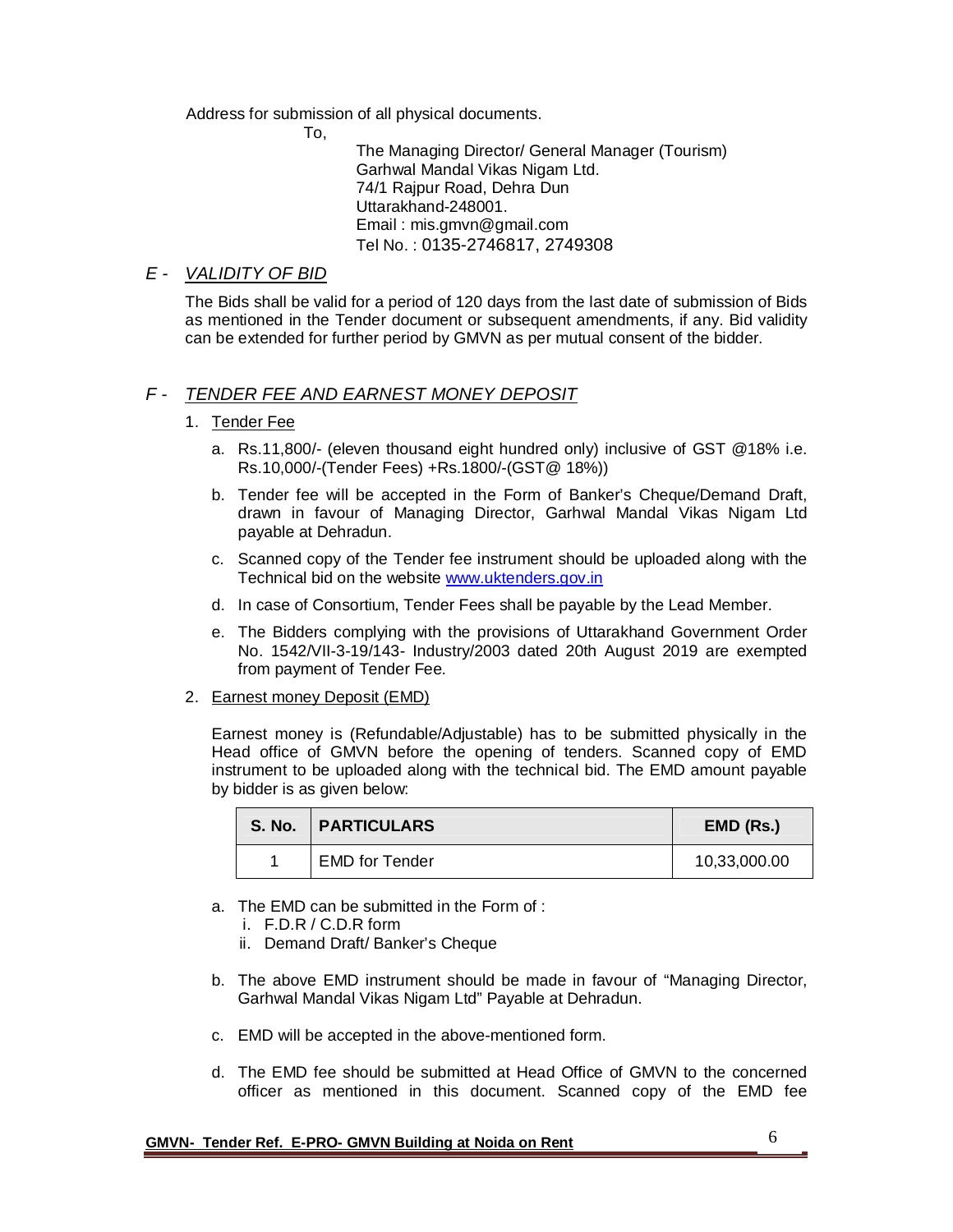Address for submission of all physical documents.

To,

The Managing Director/ General Manager (Tourism)
Garhwal Mandal Vikas Nigam Ltd.
74/1 Rajpur Road, Dehra Dun
Uttarakhand-248001.
Email : mis.gmvn@gmail.com
Tel No. : 0135-2746817, 2749308

## *E - VALIDITY OF BID*

The Bids shall be valid for a period of 120 days from the last date of submission of Bids as mentioned in the Tender document or subsequent amendments, if any. Bid validity can be extended for further period by GMVN as per mutual consent of the bidder.

## *F - TENDER FEE AND EARNEST MONEY DEPOSIT*

1. Tender Fee

   a. Rs.11,800/- (eleven thousand eight hundred only) inclusive of GST @18% i.e. Rs.10,000/-(Tender Fees) +Rs.1800/-(GST@ 18%))

   b. Tender fee will be accepted in the Form of Banker's Cheque/Demand Draft, drawn in favour of Managing Director, Garhwal Mandal Vikas Nigam Ltd payable at Dehradun.

   c. Scanned copy of the Tender fee instrument should be uploaded along with the Technical bid on the website [www.uktenders.gov.in](www.uktenders.gov.in)

   d. In case of Consortium, Tender Fees shall be payable by the Lead Member.

   e. The Bidders complying with the provisions of Uttarakhand Government Order No. 1542/VII-3-19/143- Industry/2003 dated 20th August 2019 are exempted from payment of Tender Fee.

2. Earnest money Deposit (EMD)

   Earnest money is (Refundable/Adjustable) has to be submitted physically in the Head office of GMVN before the opening of tenders. Scanned copy of EMD instrument to be uploaded along with the technical bid. The EMD amount payable by bidder is as given below:

| S. No. | PARTICULARS | EMD (Rs.) |
|---|---|---|
| 1 | EMD for Tender | 10,33,000.00 |

   a. The EMD can be submitted in the Form of :
      i. F.D.R / C.D.R form
      ii. Demand Draft/ Banker's Cheque

   b. The above EMD instrument should be made in favour of "Managing Director, Garhwal Mandal Vikas Nigam Ltd" Payable at Dehradun.

   c. EMD will be accepted in the above-mentioned form.

   d. The EMD fee should be submitted at Head Office of GMVN to the concerned officer as mentioned in this document. Scanned copy of the EMD fee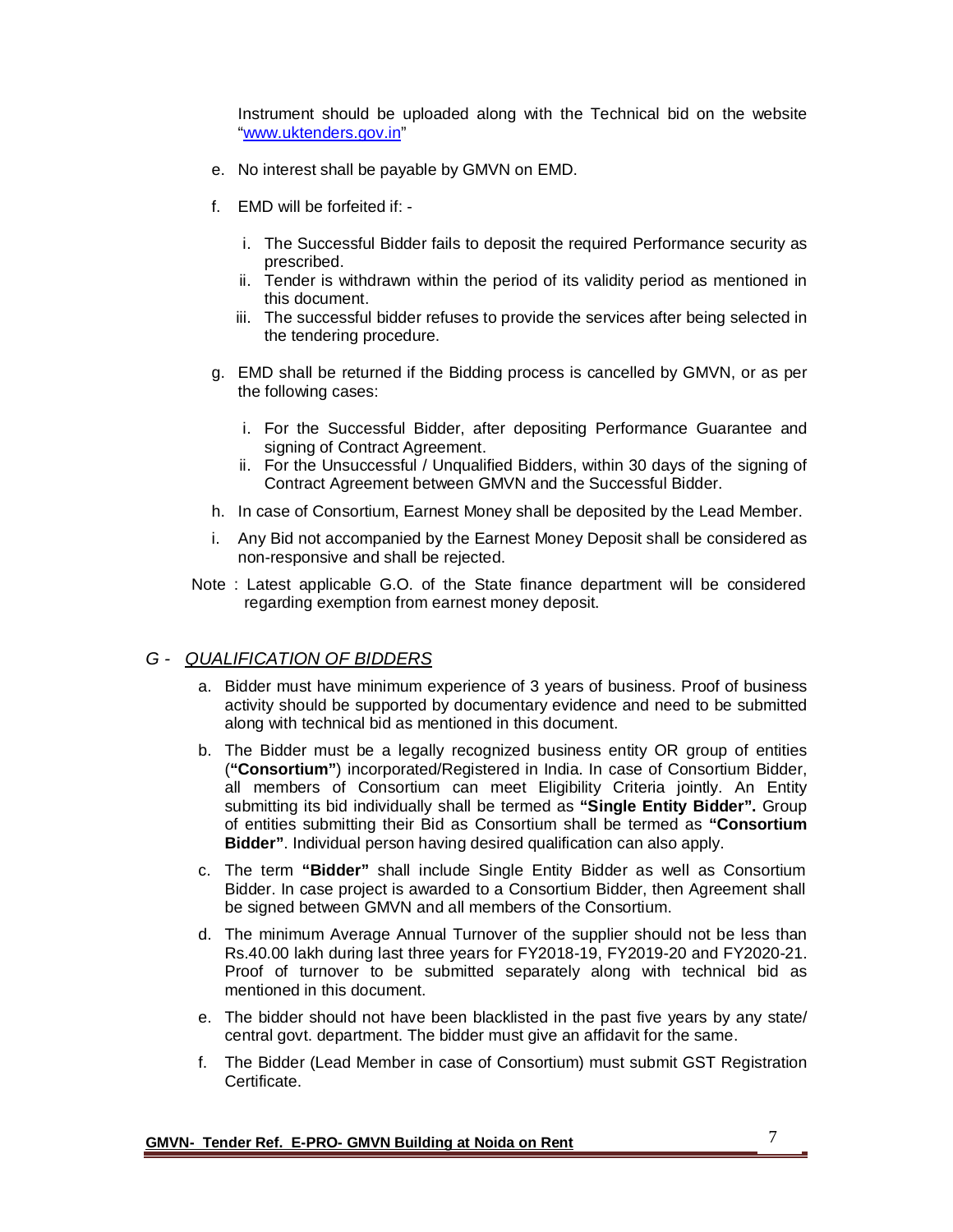Instrument should be uploaded along with the Technical bid on the website "[www.uktenders.gov.in](http://www.uktenders.gov.in)"

e. No interest shall be payable by GMVN on EMD.

f. EMD will be forfeited if: -

   i. The Successful Bidder fails to deposit the required Performance security as prescribed.
   ii. Tender is withdrawn within the period of its validity period as mentioned in this document.
   iii. The successful bidder refuses to provide the services after being selected in the tendering procedure.

g. EMD shall be returned if the Bidding process is cancelled by GMVN, or as per the following cases:

   i. For the Successful Bidder, after depositing Performance Guarantee and signing of Contract Agreement.
   ii. For the Unsuccessful / Unqualified Bidders, within 30 days of the signing of Contract Agreement between GMVN and the Successful Bidder.

h. In case of Consortium, Earnest Money shall be deposited by the Lead Member.

i. Any Bid not accompanied by the Earnest Money Deposit shall be considered as non-responsive and shall be rejected.

Note : Latest applicable G.O. of the State finance department will be considered regarding exemption from earnest money deposit.

## *G - QUALIFICATION OF BIDDERS*

a. Bidder must have minimum experience of 3 years of business. Proof of business activity should be supported by documentary evidence and need to be submitted along with technical bid as mentioned in this document.

b. The Bidder must be a legally recognized business entity OR group of entities (**"Consortium"**) incorporated/Registered in India. In case of Consortium Bidder, all members of Consortium can meet Eligibility Criteria jointly. An Entity submitting its bid individually shall be termed as **"Single Entity Bidder".** Group of entities submitting their Bid as Consortium shall be termed as **"Consortium Bidder"**. Individual person having desired qualification can also apply.

c. The term **"Bidder"** shall include Single Entity Bidder as well as Consortium Bidder. In case project is awarded to a Consortium Bidder, then Agreement shall be signed between GMVN and all members of the Consortium.

d. The minimum Average Annual Turnover of the supplier should not be less than Rs.40.00 lakh during last three years for FY2018-19, FY2019-20 and FY2020-21. Proof of turnover to be submitted separately along with technical bid as mentioned in this document.

e. The bidder should not have been blacklisted in the past five years by any state/ central govt. department. The bidder must give an affidavit for the same.

f. The Bidder (Lead Member in case of Consortium) must submit GST Registration Certificate.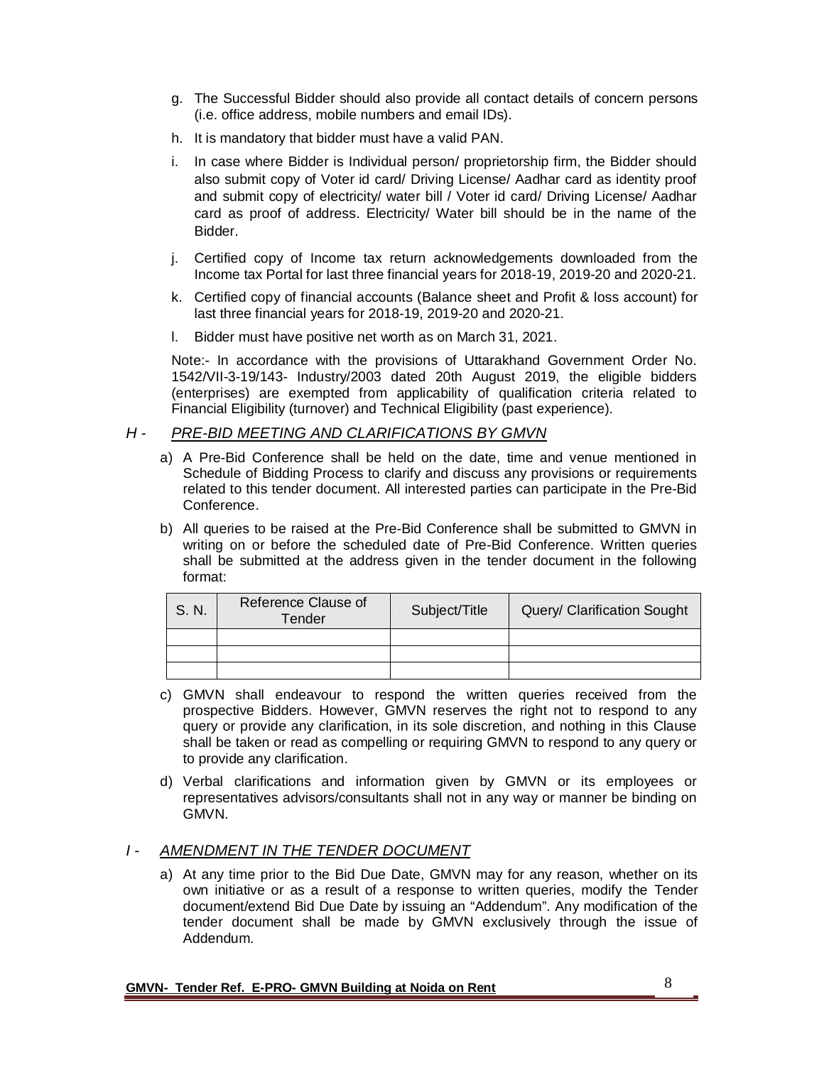g. The Successful Bidder should also provide all contact details of concern persons (i.e. office address, mobile numbers and email IDs).

h. It is mandatory that bidder must have a valid PAN.

i. In case where Bidder is Individual person/ proprietorship firm, the Bidder should also submit copy of Voter id card/ Driving License/ Aadhar card as identity proof and submit copy of electricity/ water bill / Voter id card/ Driving License/ Aadhar card as proof of address. Electricity/ Water bill should be in the name of the Bidder.

j. Certified copy of Income tax return acknowledgements downloaded from the Income tax Portal for last three financial years for 2018-19, 2019-20 and 2020-21.

k. Certified copy of financial accounts (Balance sheet and Profit & loss account) for last three financial years for 2018-19, 2019-20 and 2020-21.

l. Bidder must have positive net worth as on March 31, 2021.

Note:- In accordance with the provisions of Uttarakhand Government Order No. 1542/VII-3-19/143- Industry/2003 dated 20th August 2019, the eligible bidders (enterprises) are exempted from applicability of qualification criteria related to Financial Eligibility (turnover) and Technical Eligibility (past experience).

## *H - PRE-BID MEETING AND CLARIFICATIONS BY GMVN*

a) A Pre-Bid Conference shall be held on the date, time and venue mentioned in Schedule of Bidding Process to clarify and discuss any provisions or requirements related to this tender document. All interested parties can participate in the Pre-Bid Conference.

b) All queries to be raised at the Pre-Bid Conference shall be submitted to GMVN in writing on or before the scheduled date of Pre-Bid Conference. Written queries shall be submitted at the address given in the tender document in the following format:

| S. N. | Reference Clause of Tender | Subject/Title | Query/ Clarification Sought |
|---|---|---|---|
| | | | |
| | | | |
| | | | |

c) GMVN shall endeavour to respond the written queries received from the prospective Bidders. However, GMVN reserves the right not to respond to any query or provide any clarification, in its sole discretion, and nothing in this Clause shall be taken or read as compelling or requiring GMVN to respond to any query or to provide any clarification.

d) Verbal clarifications and information given by GMVN or its employees or representatives advisors/consultants shall not in any way or manner be binding on GMVN.

## *I - AMENDMENT IN THE TENDER DOCUMENT*

a) At any time prior to the Bid Due Date, GMVN may for any reason, whether on its own initiative or as a result of a response to written queries, modify the Tender document/extend Bid Due Date by issuing an "Addendum". Any modification of the tender document shall be made by GMVN exclusively through the issue of Addendum.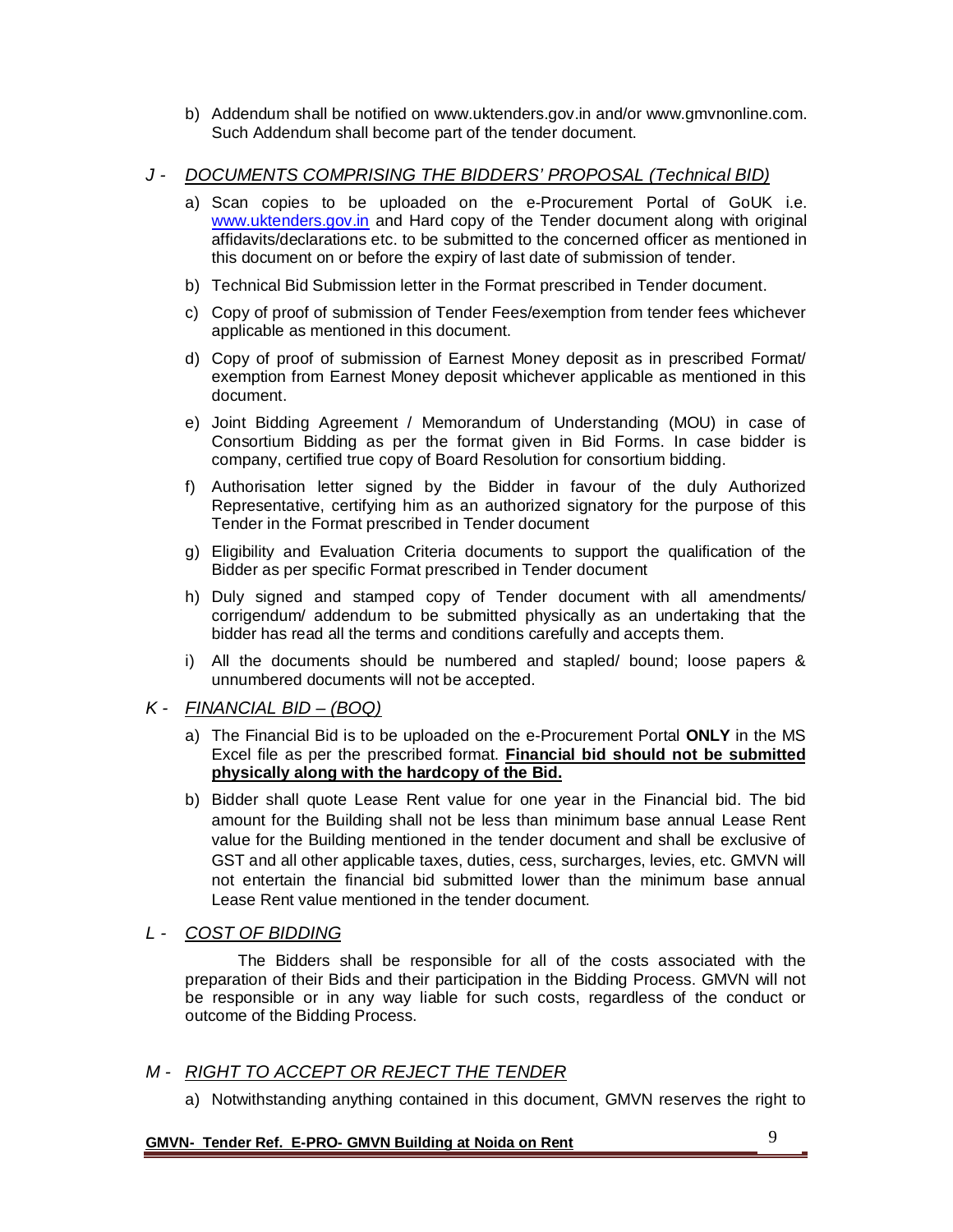b) Addendum shall be notified on www.uktenders.gov.in and/or www.gmvnonline.com. Such Addendum shall become part of the tender document.

## J - *DOCUMENTS COMPRISING THE BIDDERS' PROPOSAL (Technical BID)*

a) Scan copies to be uploaded on the e-Procurement Portal of GoUK i.e. www.uktenders.gov.in and Hard copy of the Tender document along with original affidavits/declarations etc. to be submitted to the concerned officer as mentioned in this document on or before the expiry of last date of submission of tender.

b) Technical Bid Submission letter in the Format prescribed in Tender document.

c) Copy of proof of submission of Tender Fees/exemption from tender fees whichever applicable as mentioned in this document.

d) Copy of proof of submission of Earnest Money deposit as in prescribed Format/ exemption from Earnest Money deposit whichever applicable as mentioned in this document.

e) Joint Bidding Agreement / Memorandum of Understanding (MOU) in case of Consortium Bidding as per the format given in Bid Forms. In case bidder is company, certified true copy of Board Resolution for consortium bidding.

f) Authorisation letter signed by the Bidder in favour of the duly Authorized Representative, certifying him as an authorized signatory for the purpose of this Tender in the Format prescribed in Tender document

g) Eligibility and Evaluation Criteria documents to support the qualification of the Bidder as per specific Format prescribed in Tender document

h) Duly signed and stamped copy of Tender document with all amendments/ corrigendum/ addendum to be submitted physically as an undertaking that the bidder has read all the terms and conditions carefully and accepts them.

i) All the documents should be numbered and stapled/ bound; loose papers & unnumbered documents will not be accepted.

## K - *FINANCIAL BID – (BOQ)*

a) The Financial Bid is to be uploaded on the e-Procurement Portal **ONLY** in the MS Excel file as per the prescribed format. **Financial bid should not be submitted physically along with the hardcopy of the Bid.**

b) Bidder shall quote Lease Rent value for one year in the Financial bid. The bid amount for the Building shall not be less than minimum base annual Lease Rent value for the Building mentioned in the tender document and shall be exclusive of GST and all other applicable taxes, duties, cess, surcharges, levies, etc. GMVN will not entertain the financial bid submitted lower than the minimum base annual Lease Rent value mentioned in the tender document.

## L - *COST OF BIDDING*

The Bidders shall be responsible for all of the costs associated with the preparation of their Bids and their participation in the Bidding Process. GMVN will not be responsible or in any way liable for such costs, regardless of the conduct or outcome of the Bidding Process.

## M - *RIGHT TO ACCEPT OR REJECT THE TENDER*

a) Notwithstanding anything contained in this document, GMVN reserves the right to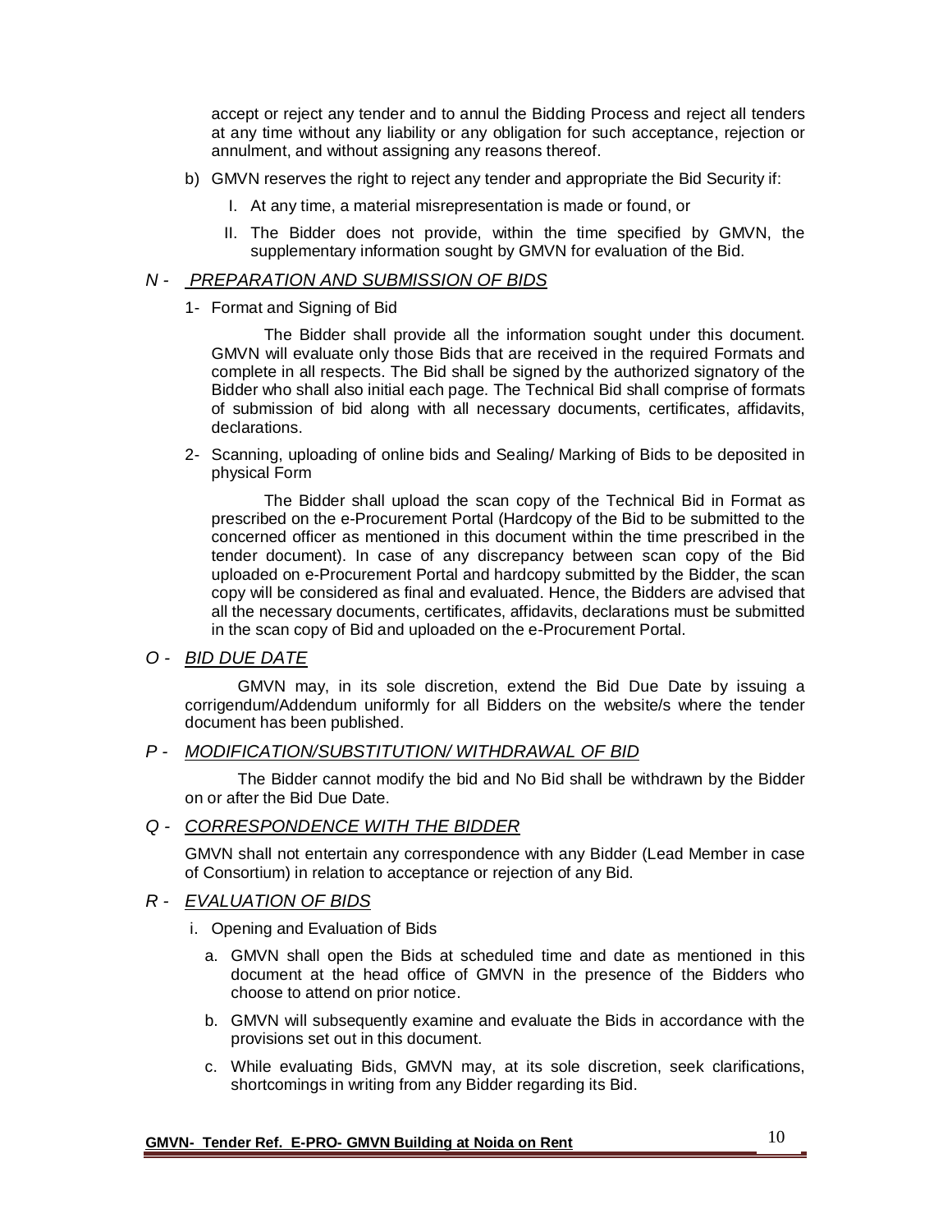accept or reject any tender and to annul the Bidding Process and reject all tenders at any time without any liability or any obligation for such acceptance, rejection or annulment, and without assigning any reasons thereof.

b) GMVN reserves the right to reject any tender and appropriate the Bid Security if:

   I. At any time, a material misrepresentation is made or found, or

   II. The Bidder does not provide, within the time specified by GMVN, the supplementary information sought by GMVN for evaluation of the Bid.

## N - *PREPARATION AND SUBMISSION OF BIDS*

1- Format and Signing of Bid

The Bidder shall provide all the information sought under this document. GMVN will evaluate only those Bids that are received in the required Formats and complete in all respects. The Bid shall be signed by the authorized signatory of the Bidder who shall also initial each page. The Technical Bid shall comprise of formats of submission of bid along with all necessary documents, certificates, affidavits, declarations.

2- Scanning, uploading of online bids and Sealing/ Marking of Bids to be deposited in physical Form

The Bidder shall upload the scan copy of the Technical Bid in Format as prescribed on the e-Procurement Portal (Hardcopy of the Bid to be submitted to the concerned officer as mentioned in this document within the time prescribed in the tender document). In case of any discrepancy between scan copy of the Bid uploaded on e-Procurement Portal and hardcopy submitted by the Bidder, the scan copy will be considered as final and evaluated. Hence, the Bidders are advised that all the necessary documents, certificates, affidavits, declarations must be submitted in the scan copy of Bid and uploaded on the e-Procurement Portal.

## O - *BID DUE DATE*

GMVN may, in its sole discretion, extend the Bid Due Date by issuing a corrigendum/Addendum uniformly for all Bidders on the website/s where the tender document has been published.

## P - *MODIFICATION/SUBSTITUTION/ WITHDRAWAL OF BID*

The Bidder cannot modify the bid and No Bid shall be withdrawn by the Bidder on or after the Bid Due Date.

## Q - *CORRESPONDENCE WITH THE BIDDER*

GMVN shall not entertain any correspondence with any Bidder (Lead Member in case of Consortium) in relation to acceptance or rejection of any Bid.

## R - *EVALUATION OF BIDS*

i. Opening and Evaluation of Bids

   a. GMVN shall open the Bids at scheduled time and date as mentioned in this document at the head office of GMVN in the presence of the Bidders who choose to attend on prior notice.

   b. GMVN will subsequently examine and evaluate the Bids in accordance with the provisions set out in this document.

   c. While evaluating Bids, GMVN may, at its sole discretion, seek clarifications, shortcomings in writing from any Bidder regarding its Bid.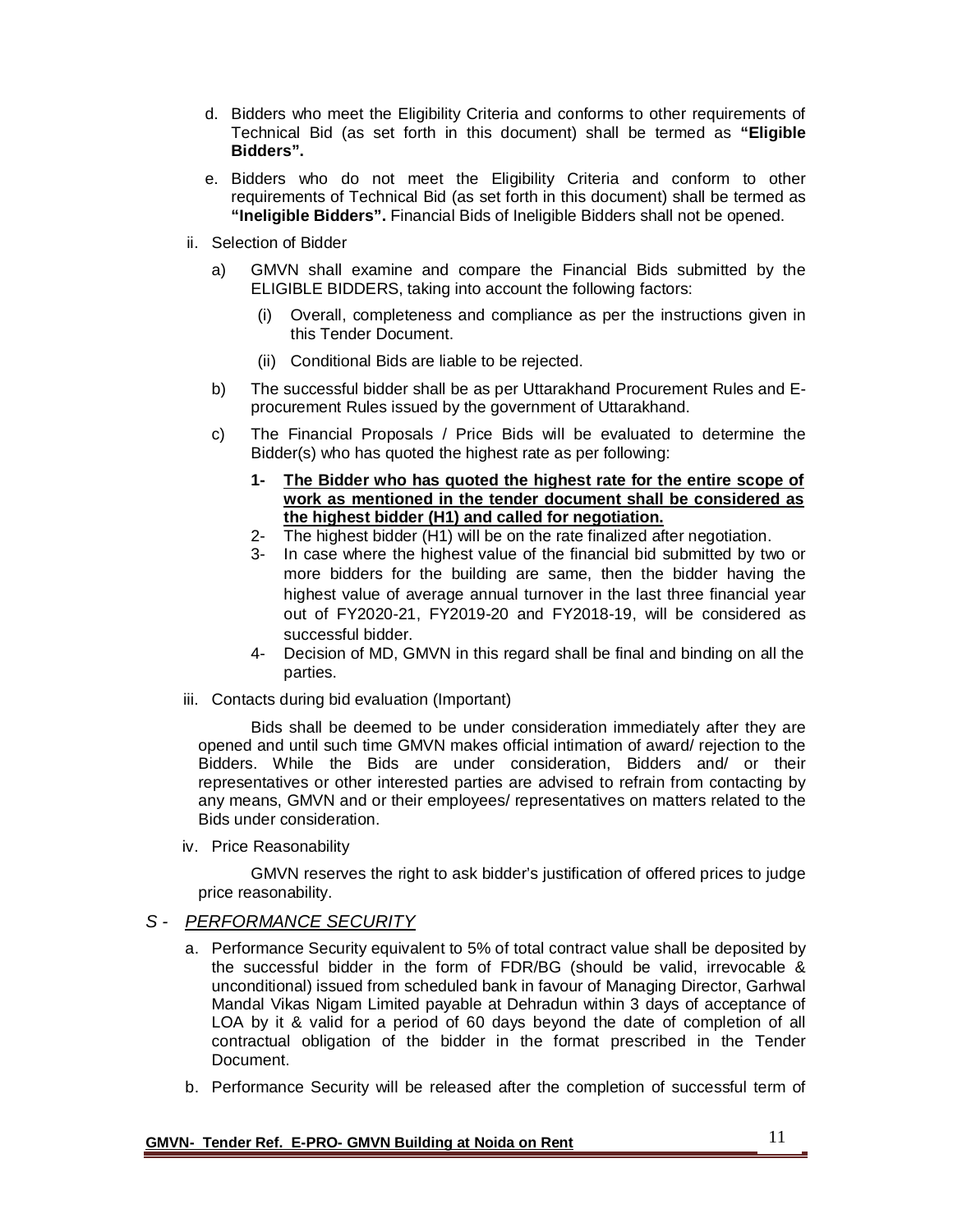d. Bidders who meet the Eligibility Criteria and conforms to other requirements of Technical Bid (as set forth in this document) shall be termed as **"Eligible Bidders".**

e. Bidders who do not meet the Eligibility Criteria and conform to other requirements of Technical Bid (as set forth in this document) shall be termed as **"Ineligible Bidders".** Financial Bids of Ineligible Bidders shall not be opened.

ii. Selection of Bidder

a) GMVN shall examine and compare the Financial Bids submitted by the ELIGIBLE BIDDERS, taking into account the following factors:

(i) Overall, completeness and compliance as per the instructions given in this Tender Document.

(ii) Conditional Bids are liable to be rejected.

b) The successful bidder shall be as per Uttarakhand Procurement Rules and E-procurement Rules issued by the government of Uttarakhand.

c) The Financial Proposals / Price Bids will be evaluated to determine the Bidder(s) who has quoted the highest rate as per following:

**1- <u>The Bidder who has quoted the highest rate for the entire scope of work as mentioned in the tender document shall be considered as the highest bidder (H1) and called for negotiation.</u>**

2- The highest bidder (H1) will be on the rate finalized after negotiation.

3- In case where the highest value of the financial bid submitted by two or more bidders for the building are same, then the bidder having the highest value of average annual turnover in the last three financial year out of FY2020-21, FY2019-20 and FY2018-19, will be considered as successful bidder.

4- Decision of MD, GMVN in this regard shall be final and binding on all the parties.

iii. Contacts during bid evaluation (Important)

Bids shall be deemed to be under consideration immediately after they are opened and until such time GMVN makes official intimation of award/ rejection to the Bidders. While the Bids are under consideration, Bidders and/ or their representatives or other interested parties are advised to refrain from contacting by any means, GMVN and or their employees/ representatives on matters related to the Bids under consideration.

iv. Price Reasonability

GMVN reserves the right to ask bidder's justification of offered prices to judge price reasonability.

## *S - <u>PERFORMANCE SECURITY</u>*

a. Performance Security equivalent to 5% of total contract value shall be deposited by the successful bidder in the form of FDR/BG (should be valid, irrevocable & unconditional) issued from scheduled bank in favour of Managing Director, Garhwal Mandal Vikas Nigam Limited payable at Dehradun within 3 days of acceptance of LOA by it & valid for a period of 60 days beyond the date of completion of all contractual obligation of the bidder in the format prescribed in the Tender Document.

b. Performance Security will be released after the completion of successful term of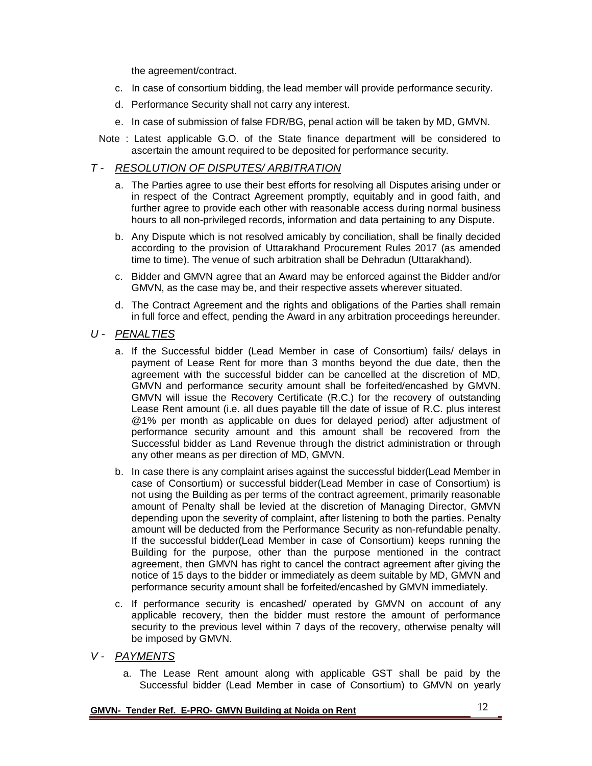the agreement/contract.

c. In case of consortium bidding, the lead member will provide performance security.

d. Performance Security shall not carry any interest.

e. In case of submission of false FDR/BG, penal action will be taken by MD, GMVN.

Note : Latest applicable G.O. of the State finance department will be considered to ascertain the amount required to be deposited for performance security.

## T - *RESOLUTION OF DISPUTES/ ARBITRATION*

a. The Parties agree to use their best efforts for resolving all Disputes arising under or in respect of the Contract Agreement promptly, equitably and in good faith, and further agree to provide each other with reasonable access during normal business hours to all non-privileged records, information and data pertaining to any Dispute.

b. Any Dispute which is not resolved amicably by conciliation, shall be finally decided according to the provision of Uttarakhand Procurement Rules 2017 (as amended time to time). The venue of such arbitration shall be Dehradun (Uttarakhand).

c. Bidder and GMVN agree that an Award may be enforced against the Bidder and/or GMVN, as the case may be, and their respective assets wherever situated.

d. The Contract Agreement and the rights and obligations of the Parties shall remain in full force and effect, pending the Award in any arbitration proceedings hereunder.

## U - *PENALTIES*

a. If the Successful bidder (Lead Member in case of Consortium) fails/ delays in payment of Lease Rent for more than 3 months beyond the due date, then the agreement with the successful bidder can be cancelled at the discretion of MD, GMVN and performance security amount shall be forfeited/encashed by GMVN. GMVN will issue the Recovery Certificate (R.C.) for the recovery of outstanding Lease Rent amount (i.e. all dues payable till the date of issue of R.C. plus interest @1% per month as applicable on dues for delayed period) after adjustment of performance security amount and this amount shall be recovered from the Successful bidder as Land Revenue through the district administration or through any other means as per direction of MD, GMVN.

b. In case there is any complaint arises against the successful bidder(Lead Member in case of Consortium) or successful bidder(Lead Member in case of Consortium) is not using the Building as per terms of the contract agreement, primarily reasonable amount of Penalty shall be levied at the discretion of Managing Director, GMVN depending upon the severity of complaint, after listening to both the parties. Penalty amount will be deducted from the Performance Security as non-refundable penalty. If the successful bidder(Lead Member in case of Consortium) keeps running the Building for the purpose, other than the purpose mentioned in the contract agreement, then GMVN has right to cancel the contract agreement after giving the notice of 15 days to the bidder or immediately as deem suitable by MD, GMVN and performance security amount shall be forfeited/encashed by GMVN immediately.

c. If performance security is encashed/ operated by GMVN on account of any applicable recovery, then the bidder must restore the amount of performance security to the previous level within 7 days of the recovery, otherwise penalty will be imposed by GMVN.

## V - *PAYMENTS*

a. The Lease Rent amount along with applicable GST shall be paid by the Successful bidder (Lead Member in case of Consortium) to GMVN on yearly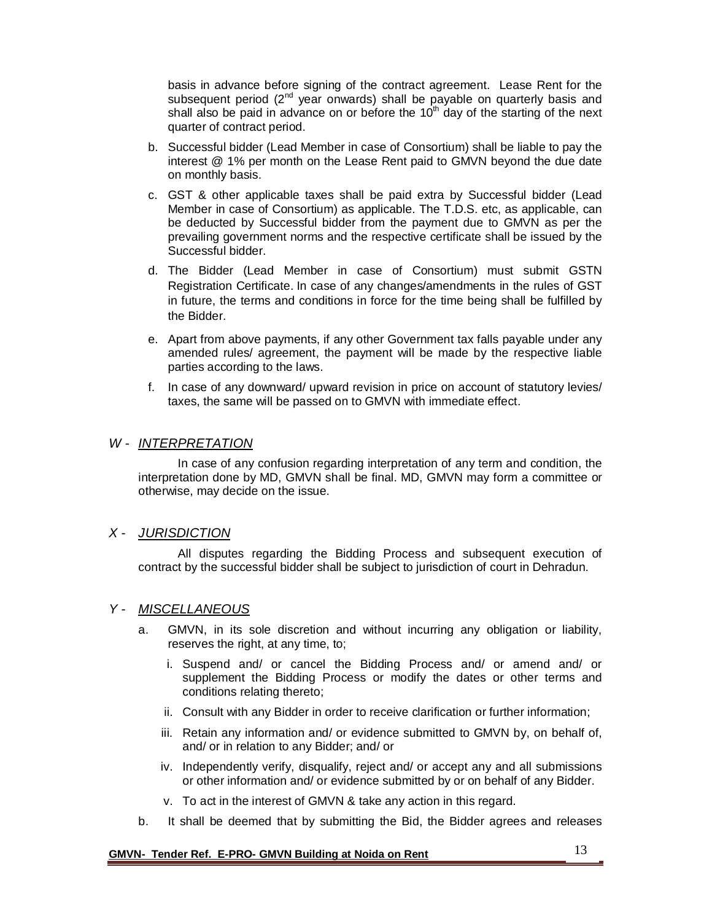basis in advance before signing of the contract agreement. Lease Rent for the subsequent period (2nd year onwards) shall be payable on quarterly basis and shall also be paid in advance on or before the 10th day of the starting of the next quarter of contract period.

b. Successful bidder (Lead Member in case of Consortium) shall be liable to pay the interest @ 1% per month on the Lease Rent paid to GMVN beyond the due date on monthly basis.

c. GST & other applicable taxes shall be paid extra by Successful bidder (Lead Member in case of Consortium) as applicable. The T.D.S. etc, as applicable, can be deducted by Successful bidder from the payment due to GMVN as per the prevailing government norms and the respective certificate shall be issued by the Successful bidder.

d. The Bidder (Lead Member in case of Consortium) must submit GSTN Registration Certificate. In case of any changes/amendments in the rules of GST in future, the terms and conditions in force for the time being shall be fulfilled by the Bidder.

e. Apart from above payments, if any other Government tax falls payable under any amended rules/ agreement, the payment will be made by the respective liable parties according to the laws.

f. In case of any downward/ upward revision in price on account of statutory levies/ taxes, the same will be passed on to GMVN with immediate effect.

## *W - INTERPRETATION*

In case of any confusion regarding interpretation of any term and condition, the interpretation done by MD, GMVN shall be final. MD, GMVN may form a committee or otherwise, may decide on the issue.

## *X - JURISDICTION*

All disputes regarding the Bidding Process and subsequent execution of contract by the successful bidder shall be subject to jurisdiction of court in Dehradun.

## *Y - MISCELLANEOUS*

a. GMVN, in its sole discretion and without incurring any obligation or liability, reserves the right, at any time, to;

   i. Suspend and/ or cancel the Bidding Process and/ or amend and/ or supplement the Bidding Process or modify the dates or other terms and conditions relating thereto;

   ii. Consult with any Bidder in order to receive clarification or further information;

   iii. Retain any information and/ or evidence submitted to GMVN by, on behalf of, and/ or in relation to any Bidder; and/ or

   iv. Independently verify, disqualify, reject and/ or accept any and all submissions or other information and/ or evidence submitted by or on behalf of any Bidder.

   v. To act in the interest of GMVN & take any action in this regard.

b. It shall be deemed that by submitting the Bid, the Bidder agrees and releases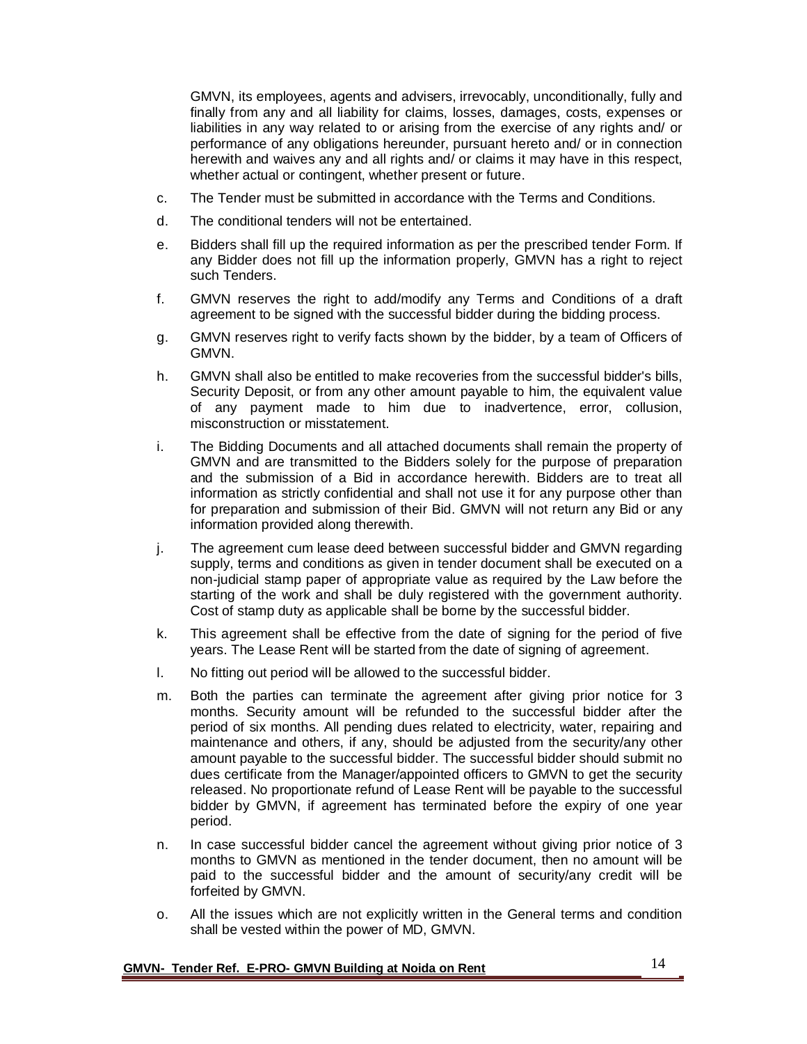GMVN, its employees, agents and advisers, irrevocably, unconditionally, fully and finally from any and all liability for claims, losses, damages, costs, expenses or liabilities in any way related to or arising from the exercise of any rights and/ or performance of any obligations hereunder, pursuant hereto and/ or in connection herewith and waives any and all rights and/ or claims it may have in this respect, whether actual or contingent, whether present or future.

c. The Tender must be submitted in accordance with the Terms and Conditions.

d. The conditional tenders will not be entertained.

e. Bidders shall fill up the required information as per the prescribed tender Form. If any Bidder does not fill up the information properly, GMVN has a right to reject such Tenders.

f. GMVN reserves the right to add/modify any Terms and Conditions of a draft agreement to be signed with the successful bidder during the bidding process.

g. GMVN reserves right to verify facts shown by the bidder, by a team of Officers of GMVN.

h. GMVN shall also be entitled to make recoveries from the successful bidder's bills, Security Deposit, or from any other amount payable to him, the equivalent value of any payment made to him due to inadvertence, error, collusion, misconstruction or misstatement.

i. The Bidding Documents and all attached documents shall remain the property of GMVN and are transmitted to the Bidders solely for the purpose of preparation and the submission of a Bid in accordance herewith. Bidders are to treat all information as strictly confidential and shall not use it for any purpose other than for preparation and submission of their Bid. GMVN will not return any Bid or any information provided along therewith.

j. The agreement cum lease deed between successful bidder and GMVN regarding supply, terms and conditions as given in tender document shall be executed on a non-judicial stamp paper of appropriate value as required by the Law before the starting of the work and shall be duly registered with the government authority. Cost of stamp duty as applicable shall be borne by the successful bidder.

k. This agreement shall be effective from the date of signing for the period of five years. The Lease Rent will be started from the date of signing of agreement.

l. No fitting out period will be allowed to the successful bidder.

m. Both the parties can terminate the agreement after giving prior notice for 3 months. Security amount will be refunded to the successful bidder after the period of six months. All pending dues related to electricity, water, repairing and maintenance and others, if any, should be adjusted from the security/any other amount payable to the successful bidder. The successful bidder should submit no dues certificate from the Manager/appointed officers to GMVN to get the security released. No proportionate refund of Lease Rent will be payable to the successful bidder by GMVN, if agreement has terminated before the expiry of one year period.

n. In case successful bidder cancel the agreement without giving prior notice of 3 months to GMVN as mentioned in the tender document, then no amount will be paid to the successful bidder and the amount of security/any credit will be forfeited by GMVN.

o. All the issues which are not explicitly written in the General terms and condition shall be vested within the power of MD, GMVN.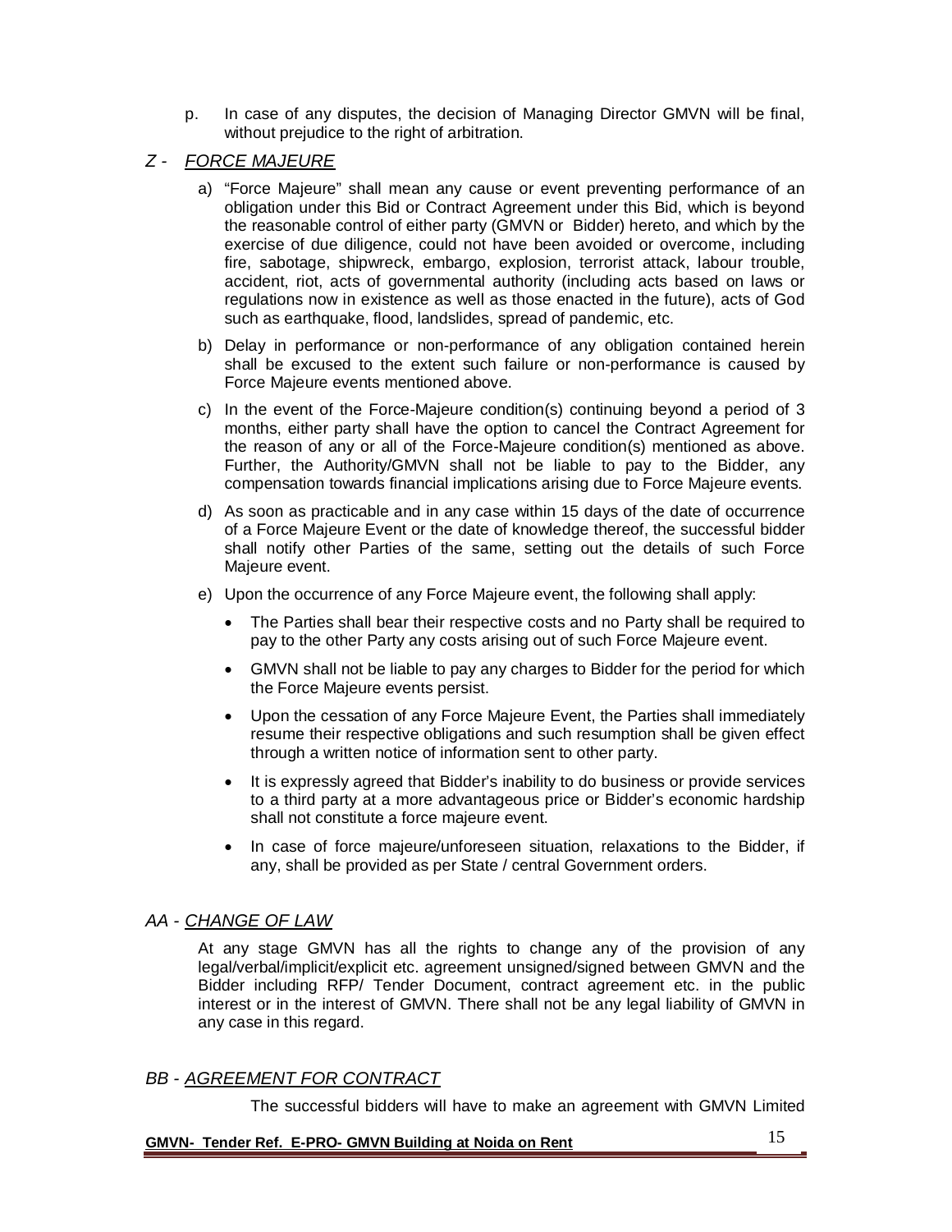p. In case of any disputes, the decision of Managing Director GMVN will be final, without prejudice to the right of arbitration.

## *Z - FORCE MAJEURE*

a) "Force Majeure" shall mean any cause or event preventing performance of an obligation under this Bid or Contract Agreement under this Bid, which is beyond the reasonable control of either party (GMVN or Bidder) hereto, and which by the exercise of due diligence, could not have been avoided or overcome, including fire, sabotage, shipwreck, embargo, explosion, terrorist attack, labour trouble, accident, riot, acts of governmental authority (including acts based on laws or regulations now in existence as well as those enacted in the future), acts of God such as earthquake, flood, landslides, spread of pandemic, etc.

b) Delay in performance or non-performance of any obligation contained herein shall be excused to the extent such failure or non-performance is caused by Force Majeure events mentioned above.

c) In the event of the Force-Majeure condition(s) continuing beyond a period of 3 months, either party shall have the option to cancel the Contract Agreement for the reason of any or all of the Force-Majeure condition(s) mentioned as above. Further, the Authority/GMVN shall not be liable to pay to the Bidder, any compensation towards financial implications arising due to Force Majeure events.

d) As soon as practicable and in any case within 15 days of the date of occurrence of a Force Majeure Event or the date of knowledge thereof, the successful bidder shall notify other Parties of the same, setting out the details of such Force Majeure event.

e) Upon the occurrence of any Force Majeure event, the following shall apply:

- The Parties shall bear their respective costs and no Party shall be required to pay to the other Party any costs arising out of such Force Majeure event.
- GMVN shall not be liable to pay any charges to Bidder for the period for which the Force Majeure events persist.
- Upon the cessation of any Force Majeure Event, the Parties shall immediately resume their respective obligations and such resumption shall be given effect through a written notice of information sent to other party.
- It is expressly agreed that Bidder's inability to do business or provide services to a third party at a more advantageous price or Bidder's economic hardship shall not constitute a force majeure event.
- In case of force majeure/unforeseen situation, relaxations to the Bidder, if any, shall be provided as per State / central Government orders.

## *AA - CHANGE OF LAW*

At any stage GMVN has all the rights to change any of the provision of any legal/verbal/implicit/explicit etc. agreement unsigned/signed between GMVN and the Bidder including RFP/ Tender Document, contract agreement etc. in the public interest or in the interest of GMVN. There shall not be any legal liability of GMVN in any case in this regard.

## *BB - AGREEMENT FOR CONTRACT*

The successful bidders will have to make an agreement with GMVN Limited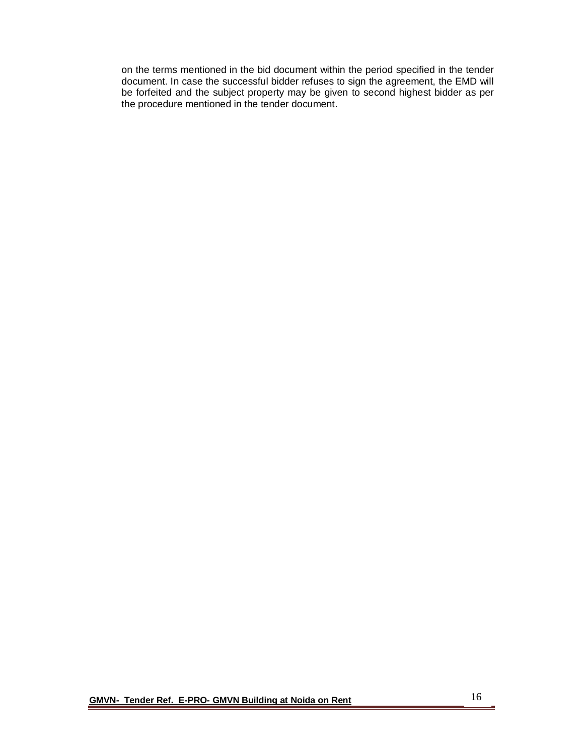on the terms mentioned in the bid document within the period specified in the tender document. In case the successful bidder refuses to sign the agreement, the EMD will be forfeited and the subject property may be given to second highest bidder as per the procedure mentioned in the tender document.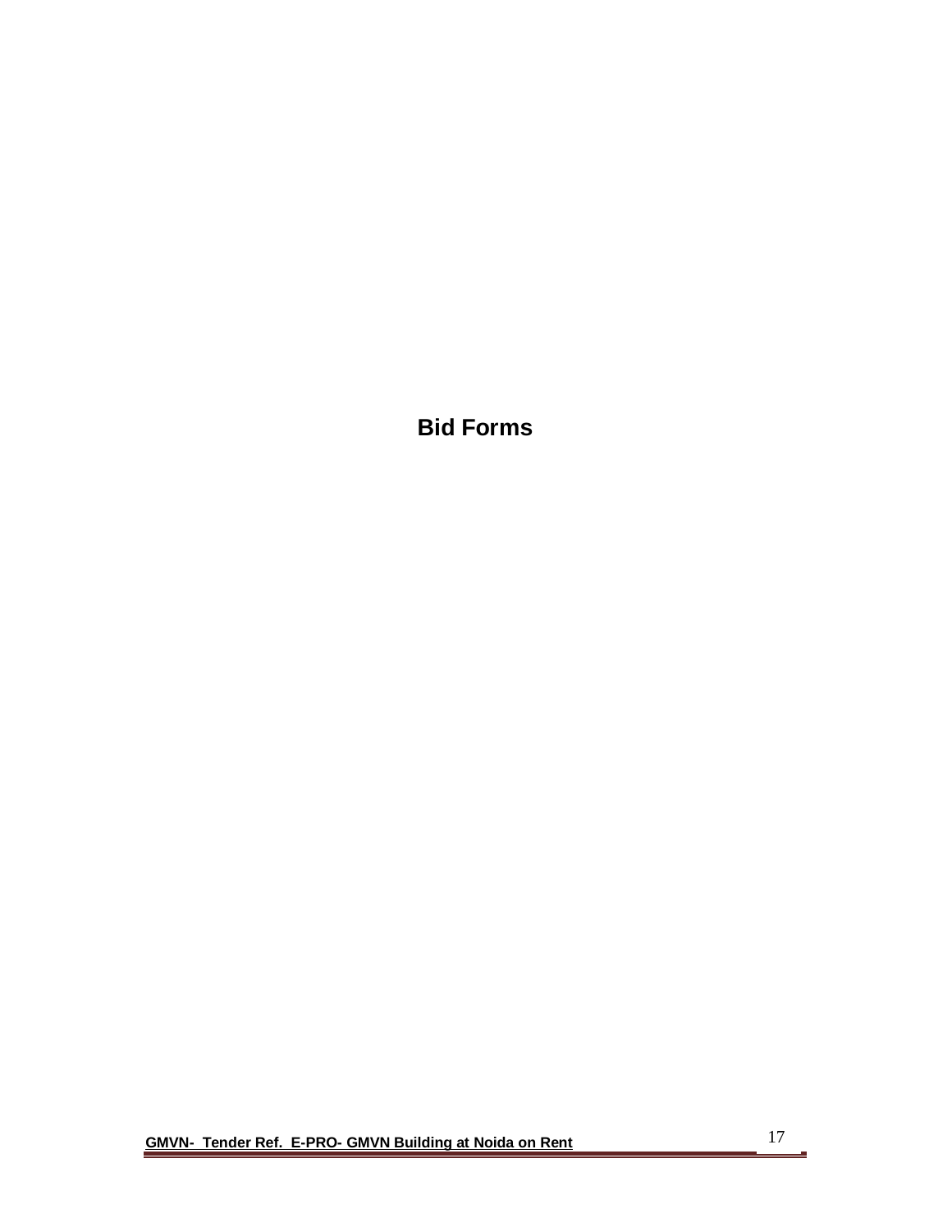# Bid Forms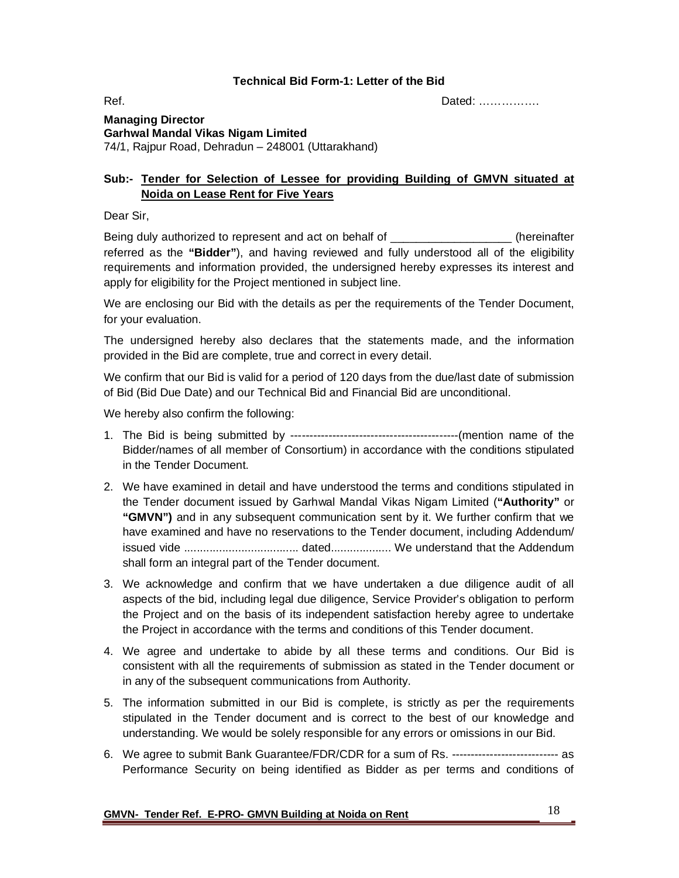### Technical Bid Form-1: Letter of the Bid

Ref. Dated: …………….

**Managing Director**
**Garhwal Mandal Vikas Nigam Limited**
74/1, Rajpur Road, Dehradun – 248001 (Uttarakhand)

**Sub:- Tender for Selection of Lessee for providing Building of GMVN situated at Noida on Lease Rent for Five Years**

Dear Sir,

Being duly authorized to represent and act on behalf of ___________________ (hereinafter referred as the **"Bidder"**), and having reviewed and fully understood all of the eligibility requirements and information provided, the undersigned hereby expresses its interest and apply for eligibility for the Project mentioned in subject line.

We are enclosing our Bid with the details as per the requirements of the Tender Document, for your evaluation.

The undersigned hereby also declares that the statements made, and the information provided in the Bid are complete, true and correct in every detail.

We confirm that our Bid is valid for a period of 120 days from the due/last date of submission of Bid (Bid Due Date) and our Technical Bid and Financial Bid are unconditional.

We hereby also confirm the following:

1. The Bid is being submitted by -------------------------------------------(mention name of the Bidder/names of all member of Consortium) in accordance with the conditions stipulated in the Tender Document.
2. We have examined in detail and have understood the terms and conditions stipulated in the Tender document issued by Garhwal Mandal Vikas Nigam Limited (**"Authority"** or **"GMVN")** and in any subsequent communication sent by it. We further confirm that we have examined and have no reservations to the Tender document, including Addendum/ issued vide .................................... dated................... We understand that the Addendum shall form an integral part of the Tender document.
3. We acknowledge and confirm that we have undertaken a due diligence audit of all aspects of the bid, including legal due diligence, Service Provider's obligation to perform the Project and on the basis of its independent satisfaction hereby agree to undertake the Project in accordance with the terms and conditions of this Tender document.
4. We agree and undertake to abide by all these terms and conditions. Our Bid is consistent with all the requirements of submission as stated in the Tender document or in any of the subsequent communications from Authority.
5. The information submitted in our Bid is complete, is strictly as per the requirements stipulated in the Tender document and is correct to the best of our knowledge and understanding. We would be solely responsible for any errors or omissions in our Bid.
6. We agree to submit Bank Guarantee/FDR/CDR for a sum of Rs. ---------------------------- as Performance Security on being identified as Bidder as per terms and conditions of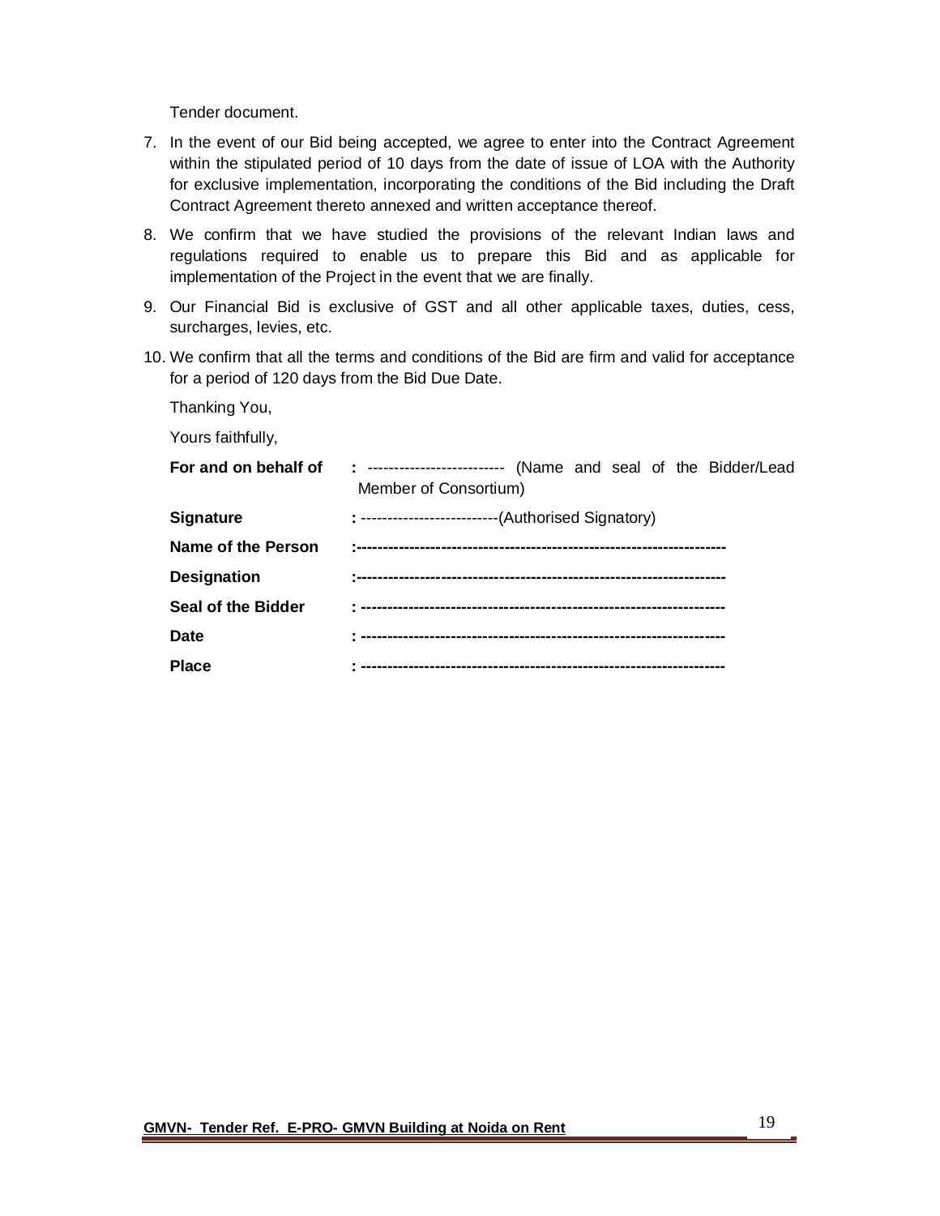Tender document.

7. In the event of our Bid being accepted, we agree to enter into the Contract Agreement within the stipulated period of 10 days from the date of issue of LOA with the Authority for exclusive implementation, incorporating the conditions of the Bid including the Draft Contract Agreement thereto annexed and written acceptance thereof.
8. We confirm that we have studied the provisions of the relevant Indian laws and regulations required to enable us to prepare this Bid and as applicable for implementation of the Project in the event that we are finally.
9. Our Financial Bid is exclusive of GST and all other applicable taxes, duties, cess, surcharges, levies, etc.
10. We confirm that all the terms and conditions of the Bid are firm and valid for acceptance for a period of 120 days from the Bid Due Date.

Thanking You,

Yours faithfully,

| | |
|---|---|
| **For and on behalf of** | **:** -------------------------- (Name and seal of the Bidder/Lead Member of Consortium) |
| **Signature** | **:** --------------------------(Authorised Signatory) |
| **Name of the Person** | **:---------------------------------------------------------------------** |
| **Designation** | **:---------------------------------------------------------------------** |
| **Seal of the Bidder** | **: --------------------------------------------------------------------** |
| **Date** | **: --------------------------------------------------------------------** |
| **Place** | **: --------------------------------------------------------------------** |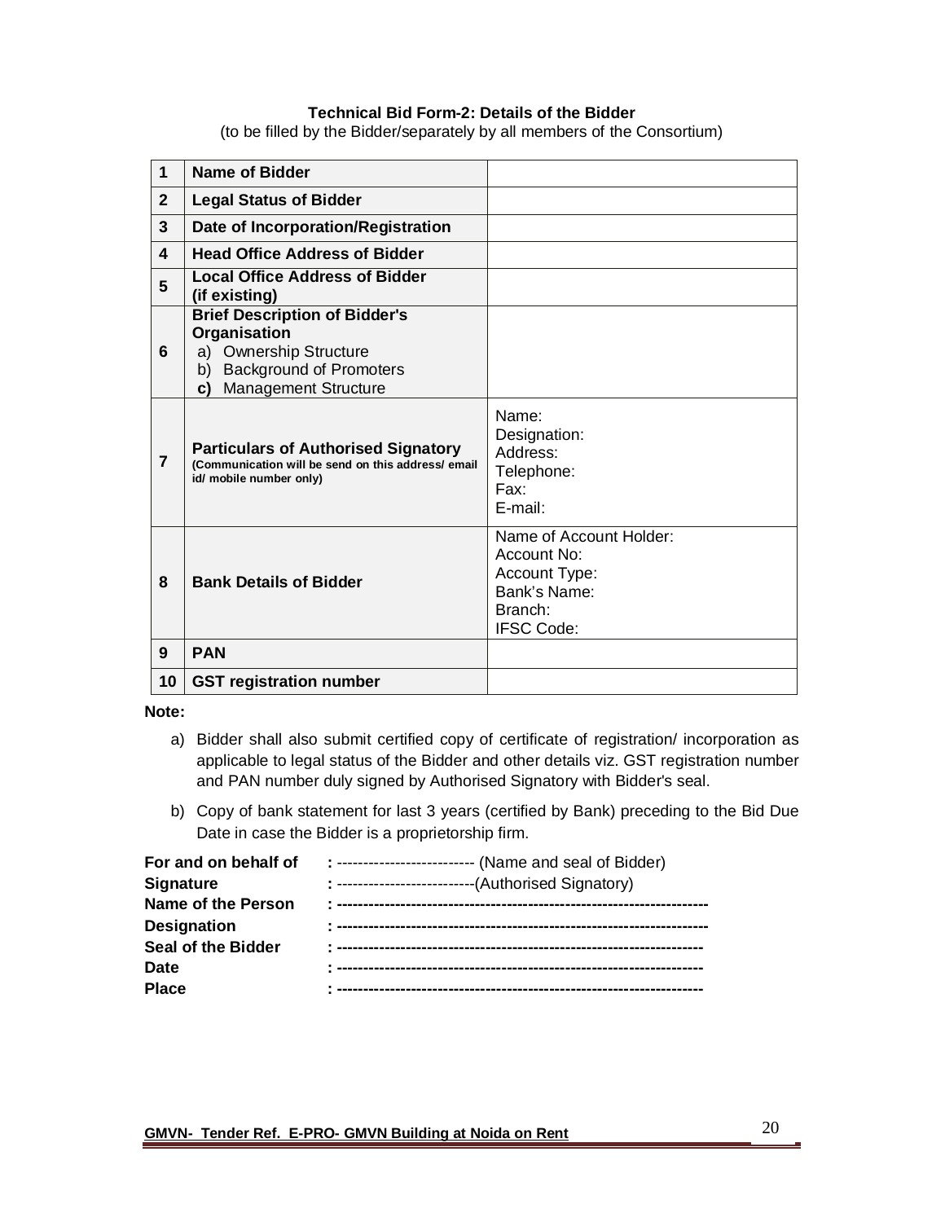**Technical Bid Form-2: Details of the Bidder**

(to be filled by the Bidder/separately by all members of the Consortium)

| | | |
|---|---|---|
| **1** | **Name of Bidder** | |
| **2** | **Legal Status of Bidder** | |
| **3** | **Date of Incorporation/Registration** | |
| **4** | **Head Office Address of Bidder** | |
| **5** | **Local Office Address of Bidder (if existing)** | |
| **6** | **Brief Description of Bidder's Organisation**<br>a) Ownership Structure<br>b) Background of Promoters<br>**c)** Management Structure | |
| **7** | **Particulars of Authorised Signatory**<br>**(Communication will be send on this address/ email id/ mobile number only)** | Name:<br>Designation:<br>Address:<br>Telephone:<br>Fax:<br>E-mail: |
| **8** | **Bank Details of Bidder** | Name of Account Holder:<br>Account No:<br>Account Type:<br>Bank's Name:<br>Branch:<br>IFSC Code: |
| **9** | **PAN** | |
| **10** | **GST registration number** | |

**Note:**

a) Bidder shall also submit certified copy of certificate of registration/ incorporation as applicable to legal status of the Bidder and other details viz. GST registration number and PAN number duly signed by Authorised Signatory with Bidder's seal.

b) Copy of bank statement for last 3 years (certified by Bank) preceding to the Bid Due Date in case the Bidder is a proprietorship firm.

**For and on behalf of** : ------------------------- (Name and seal of Bidder)
**Signature** : -------------------------(Authorised Signatory)
**Name of the Person** : --------------------------------------------------------------------
**Designation** : --------------------------------------------------------------------
**Seal of the Bidder** : --------------------------------------------------------------------
**Date** : --------------------------------------------------------------------
**Place** : --------------------------------------------------------------------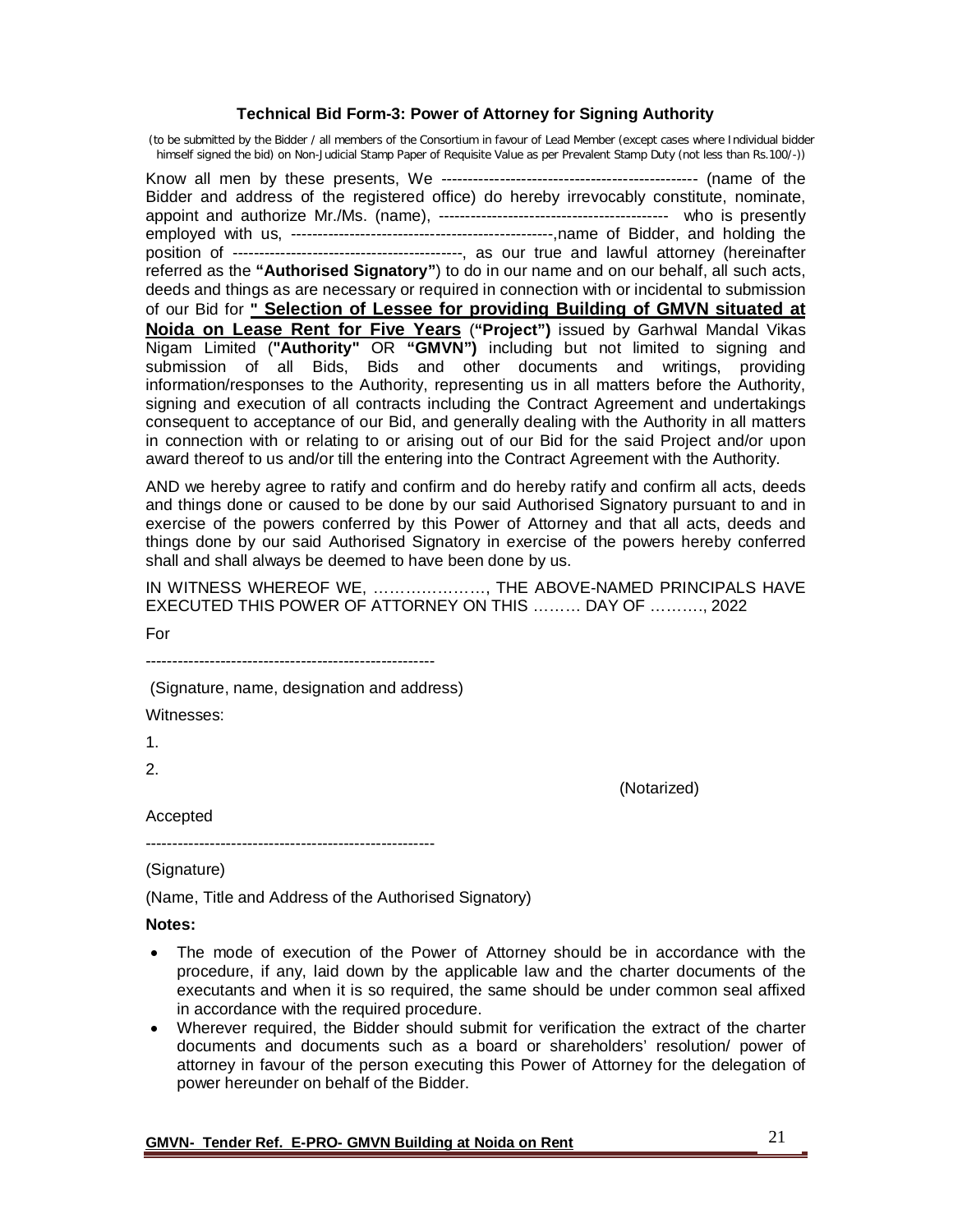### Technical Bid Form-3: Power of Attorney for Signing Authority

(to be submitted by the Bidder / all members of the Consortium in favour of Lead Member (except cases where Individual bidder himself signed the bid) on Non-Judicial Stamp Paper of Requisite Value as per Prevalent Stamp Duty (not less than Rs.100/-))

Know all men by these presents, We ------------------------------------------------ (name of the Bidder and address of the registered office) do hereby irrevocably constitute, nominate, appoint and authorize Mr./Ms. (name), ------------------------------------------- who is presently employed with us, -------------------------------------------------,name of Bidder, and holding the position of -------------------------------------------, as our true and lawful attorney (hereinafter referred as the **"Authorised Signatory"**) to do in our name and on our behalf, all such acts, deeds and things as are necessary or required in connection with or incidental to submission of our Bid for **" Selection of Lessee for providing Building of GMVN situated at Noida on Lease Rent for Five Years** (**"Project")** issued by Garhwal Mandal Vikas Nigam Limited (**"Authority"** OR **"GMVN")** including but not limited to signing and submission of all Bids, Bids and other documents and writings, providing information/responses to the Authority, representing us in all matters before the Authority, signing and execution of all contracts including the Contract Agreement and undertakings consequent to acceptance of our Bid, and generally dealing with the Authority in all matters in connection with or relating to or arising out of our Bid for the said Project and/or upon award thereof to us and/or till the entering into the Contract Agreement with the Authority.

AND we hereby agree to ratify and confirm and do hereby ratify and confirm all acts, deeds and things done or caused to be done by our said Authorised Signatory pursuant to and in exercise of the powers conferred by this Power of Attorney and that all acts, deeds and things done by our said Authorised Signatory in exercise of the powers hereby conferred shall and shall always be deemed to have been done by us.

IN WITNESS WHEREOF WE, …………………, THE ABOVE-NAMED PRINCIPALS HAVE EXECUTED THIS POWER OF ATTORNEY ON THIS ……… DAY OF ………., 2022

For

-----------------------------------------------------

(Signature, name, designation and address)

Witnesses:

1.

2.

(Notarized)

Accepted

-----------------------------------------------------

(Signature)

(Name, Title and Address of the Authorised Signatory)

**Notes:**

- The mode of execution of the Power of Attorney should be in accordance with the procedure, if any, laid down by the applicable law and the charter documents of the executants and when it is so required, the same should be under common seal affixed in accordance with the required procedure.
- Wherever required, the Bidder should submit for verification the extract of the charter documents and documents such as a board or shareholders' resolution/ power of attorney in favour of the person executing this Power of Attorney for the delegation of power hereunder on behalf of the Bidder.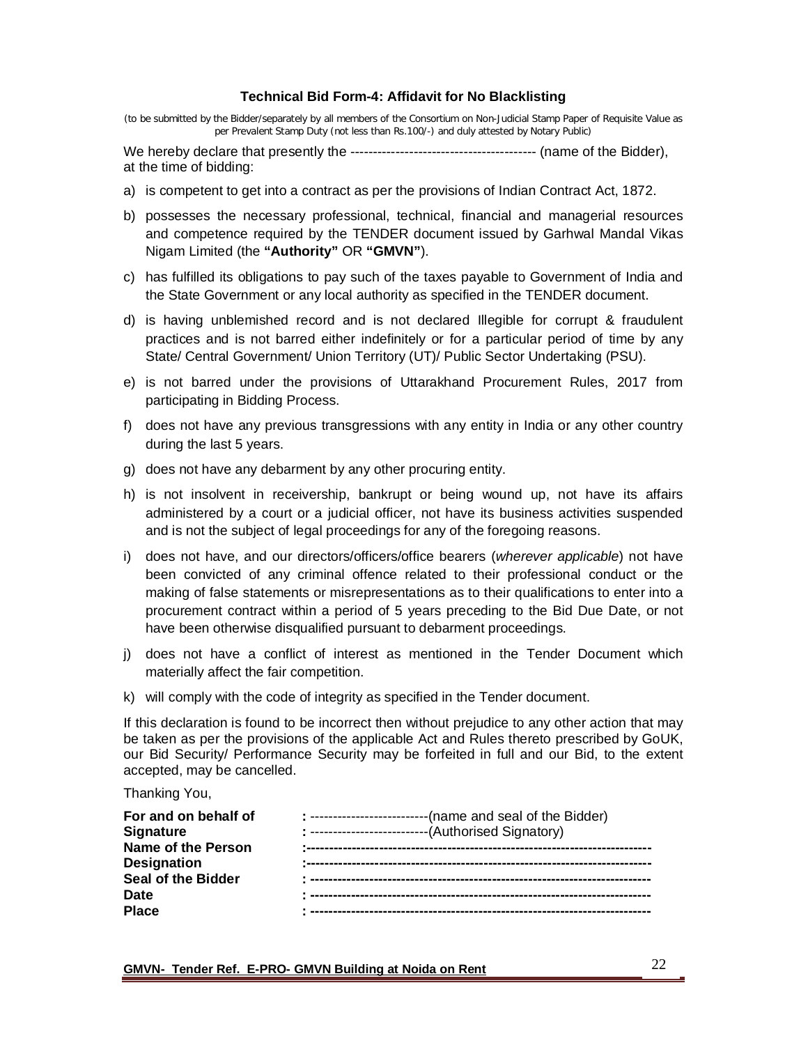### Technical Bid Form-4: Affidavit for No Blacklisting

(to be submitted by the Bidder/separately by all members of the Consortium on Non-Judicial Stamp Paper of Requisite Value as per Prevalent Stamp Duty (not less than Rs.100/-) and duly attested by Notary Public)

We hereby declare that presently the ---------------------------------------- (name of the Bidder), at the time of bidding:

a) is competent to get into a contract as per the provisions of Indian Contract Act, 1872.

b) possesses the necessary professional, technical, financial and managerial resources and competence required by the TENDER document issued by Garhwal Mandal Vikas Nigam Limited (the **"Authority"** OR **"GMVN"**).

c) has fulfilled its obligations to pay such of the taxes payable to Government of India and the State Government or any local authority as specified in the TENDER document.

d) is having unblemished record and is not declared Illegible for corrupt & fraudulent practices and is not barred either indefinitely or for a particular period of time by any State/ Central Government/ Union Territory (UT)/ Public Sector Undertaking (PSU).

e) is not barred under the provisions of Uttarakhand Procurement Rules, 2017 from participating in Bidding Process.

f) does not have any previous transgressions with any entity in India or any other country during the last 5 years.

g) does not have any debarment by any other procuring entity.

h) is not insolvent in receivership, bankrupt or being wound up, not have its affairs administered by a court or a judicial officer, not have its business activities suspended and is not the subject of legal proceedings for any of the foregoing reasons.

i) does not have, and our directors/officers/office bearers (*wherever applicable*) not have been convicted of any criminal offence related to their professional conduct or the making of false statements or misrepresentations as to their qualifications to enter into a procurement contract within a period of 5 years preceding to the Bid Due Date, or not have been otherwise disqualified pursuant to debarment proceedings.

j) does not have a conflict of interest as mentioned in the Tender Document which materially affect the fair competition.

k) will comply with the code of integrity as specified in the Tender document.

If this declaration is found to be incorrect then without prejudice to any other action that may be taken as per the provisions of the applicable Act and Rules thereto prescribed by GoUK, our Bid Security/ Performance Security may be forfeited in full and our Bid, to the extent accepted, may be cancelled.

Thanking You,

**For and on behalf of** : --------------------------(name and seal of the Bidder)
**Signature** : --------------------------(Authorised Signatory)
**Name of the Person** :--------------------------------------------------------------------------
**Designation** :--------------------------------------------------------------------------
**Seal of the Bidder** : --------------------------------------------------------------------------
**Date** : --------------------------------------------------------------------------
**Place** : --------------------------------------------------------------------------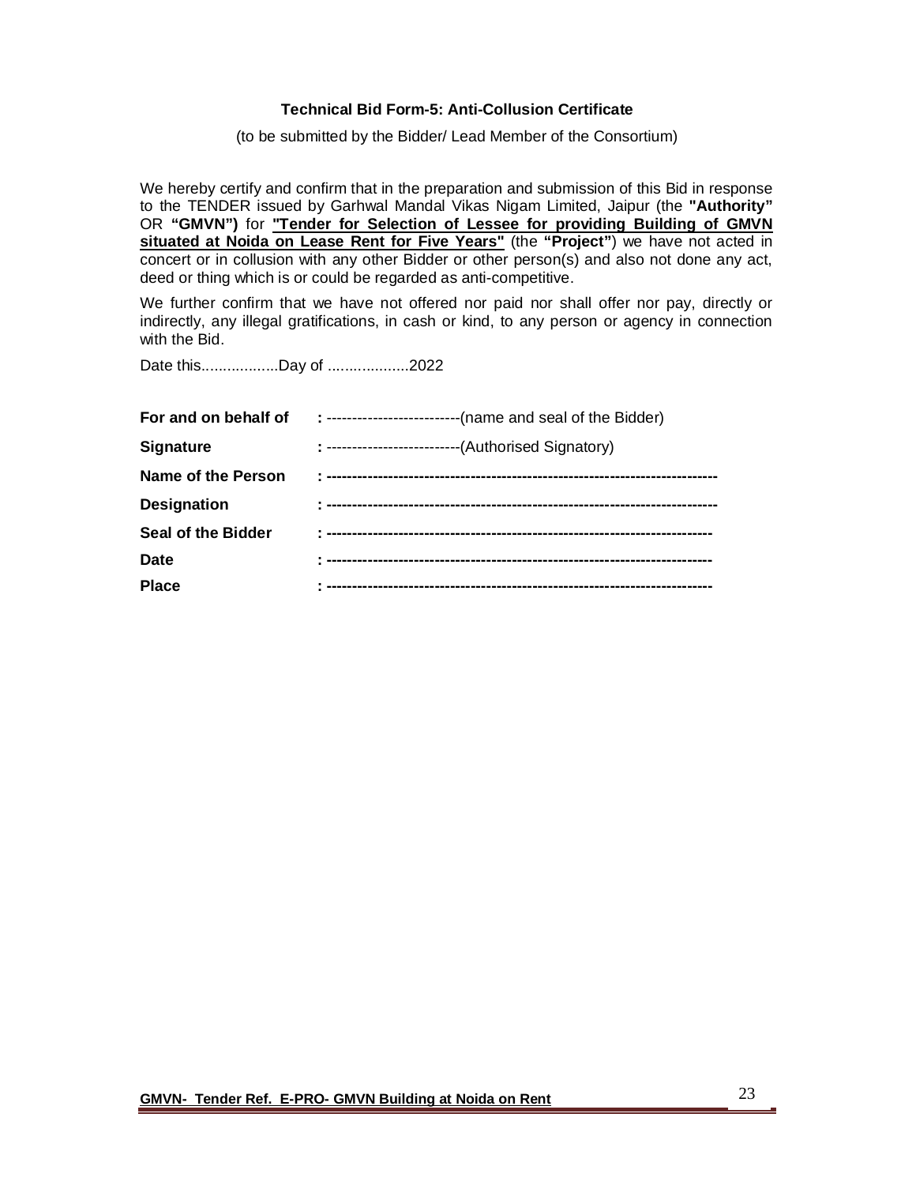### Technical Bid Form-5: Anti-Collusion Certificate

(to be submitted by the Bidder/ Lead Member of the Consortium)

We hereby certify and confirm that in the preparation and submission of this Bid in response to the TENDER issued by Garhwal Mandal Vikas Nigam Limited, Jaipur (the **"Authority"** OR **"GMVN")** for **"Tender for Selection of Lessee for providing Building of GMVN situated at Noida on Lease Rent for Five Years"** (the **"Project"**) we have not acted in concert or in collusion with any other Bidder or other person(s) and also not done any act, deed or thing which is or could be regarded as anti-competitive.

We further confirm that we have not offered nor paid nor shall offer nor pay, directly or indirectly, any illegal gratifications, in cash or kind, to any person or agency in connection with the Bid.

Date this..................Day of ...................2022

| | |
|---|---|
| **For and on behalf of** | **:** -------------------------(name and seal of the Bidder) |
| **Signature** | **:** -------------------------(Authorised Signatory) |
| **Name of the Person** | **: -------------------------------------------------------------------------** |
| **Designation** | **: -------------------------------------------------------------------------** |
| **Seal of the Bidder** | **: -------------------------------------------------------------------------** |
| **Date** | **: -------------------------------------------------------------------------** |
| **Place** | **: -------------------------------------------------------------------------** |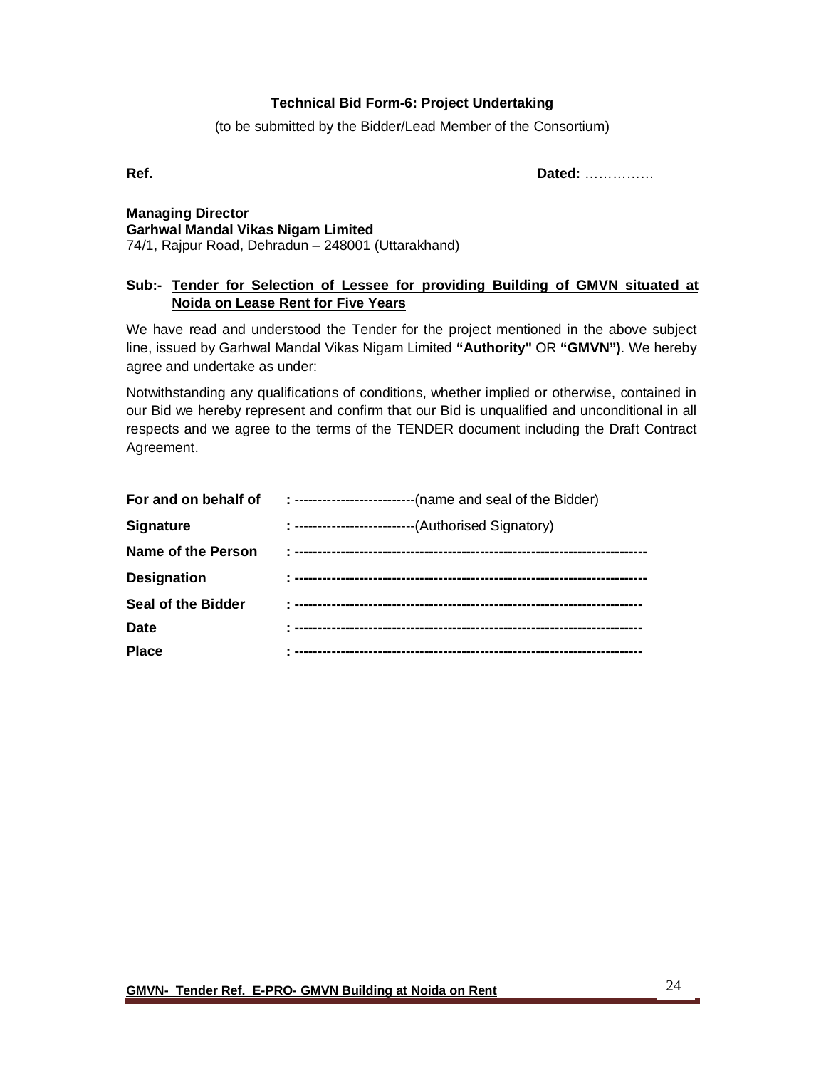**Technical Bid Form-6: Project Undertaking**

(to be submitted by the Bidder/Lead Member of the Consortium)

**Ref.** **Dated:** ……………

**Managing Director**
**Garhwal Mandal Vikas Nigam Limited**
74/1, Rajpur Road, Dehradun – 248001 (Uttarakhand)

**Sub:-** **<u>Tender for Selection of Lessee for providing Building of GMVN situated at Noida on Lease Rent for Five Years</u>**

We have read and understood the Tender for the project mentioned in the above subject line, issued by Garhwal Mandal Vikas Nigam Limited **"Authority"** OR **"GMVN")**. We hereby agree and undertake as under:

Notwithstanding any qualifications of conditions, whether implied or otherwise, contained in our Bid we hereby represent and confirm that our Bid is unqualified and unconditional in all respects and we agree to the terms of the TENDER document including the Draft Contract Agreement.

| | |
|---|---|
| **For and on behalf of** | **:** --------------------------(name and seal of the Bidder) |
| **Signature** | **:** --------------------------(Authorised Signatory) |
| **Name of the Person** | **: --------------------------------------------------------------------------** |
| **Designation** | **: --------------------------------------------------------------------------** |
| **Seal of the Bidder** | **: ------------------------------------------------------------------------** |
| **Date** | **: ------------------------------------------------------------------------** |
| **Place** | **: ------------------------------------------------------------------------** |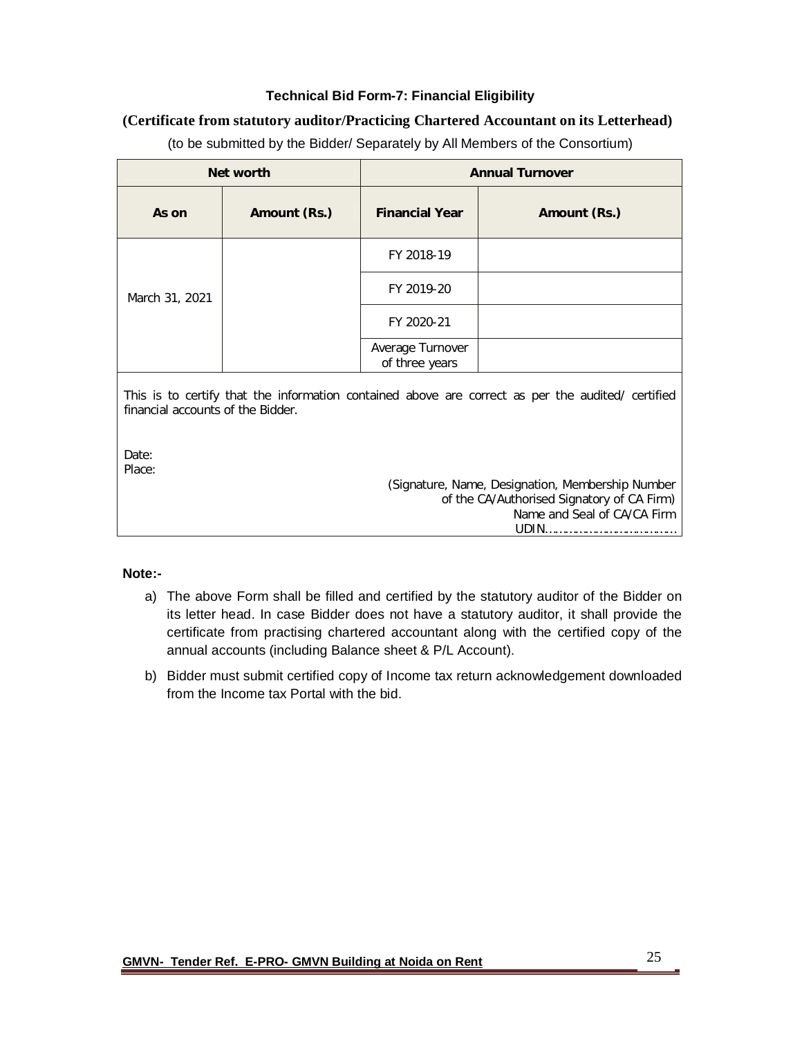### Technical Bid Form-7: Financial Eligibility

**(Certificate from statutory auditor/Practicing Chartered Accountant on its Letterhead)**

(to be submitted by the Bidder/ Separately by All Members of the Consortium)

| Net worth | | Annual Turnover | |
|---|---|---|---|
| **As on** | **Amount (Rs.)** | **Financial Year** | **Amount (Rs.)** |
| March 31, 2021 | | FY 2018-19 | |
| | | FY 2019-20 | |
| | | FY 2020-21 | |
| | | Average Turnover of three years | |

This is to certify that the information contained above are correct as per the audited/ certified financial accounts of the Bidder.

Date:
Place:

(Signature, Name, Designation, Membership Number of the CA/Authorised Signatory of CA Firm)
Name and Seal of CA/CA Firm
UDIN……………………………

**Note:-**

a) The above Form shall be filled and certified by the statutory auditor of the Bidder on its letter head. In case Bidder does not have a statutory auditor, it shall provide the certificate from practising chartered accountant along with the certified copy of the annual accounts (including Balance sheet & P/L Account).

b) Bidder must submit certified copy of Income tax return acknowledgement downloaded from the Income tax Portal with the bid.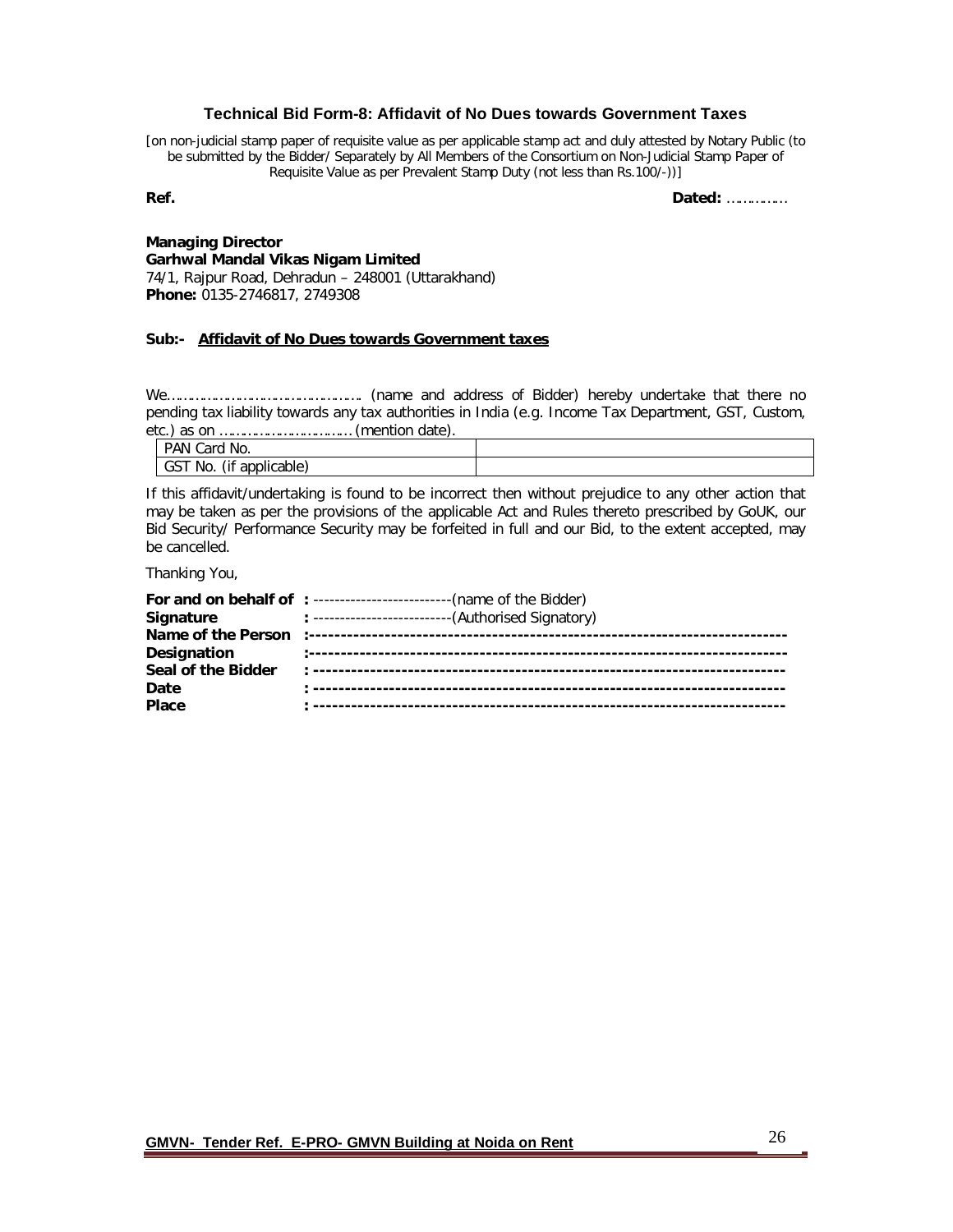### Technical Bid Form-8: Affidavit of No Dues towards Government Taxes

[on non-judicial stamp paper of requisite value as per applicable stamp act and duly attested by Notary Public (to be submitted by the Bidder/ Separately by All Members of the Consortium on Non-Judicial Stamp Paper of Requisite Value as per Prevalent Stamp Duty (not less than Rs.100/-))]

**Ref.** **Dated:** ……………

**Managing Director**
**Garhwal Mandal Vikas Nigam Limited**
74/1, Rajpur Road, Dehradun – 248001 (Uttarakhand)
**Phone:** 0135-2746817, 2749308

**Sub:- Affidavit of No Dues towards Government taxes**

We……………………………………….. (name and address of Bidder) hereby undertake that there no pending tax liability towards any tax authorities in India (e.g. Income Tax Department, GST, Custom, etc.) as on ……………………………(mention date).

| PAN Card No. | |
|---|---|
| GST No. (if applicable) | |

If this affidavit/undertaking is found to be incorrect then without prejudice to any other action that may be taken as per the provisions of the applicable Act and Rules thereto prescribed by GoUK, our Bid Security/ Performance Security may be forfeited in full and our Bid, to the extent accepted, may be cancelled.

Thanking You,

**For and on behalf of** : --------------------------(name of the Bidder)
**Signature** : --------------------------(Authorised Signatory)
**Name of the Person** :---------------------------------------------------------------------------
**Designation** :---------------------------------------------------------------------------
**Seal of the Bidder** : --------------------------------------------------------------------------
**Date** : --------------------------------------------------------------------------
**Place** : --------------------------------------------------------------------------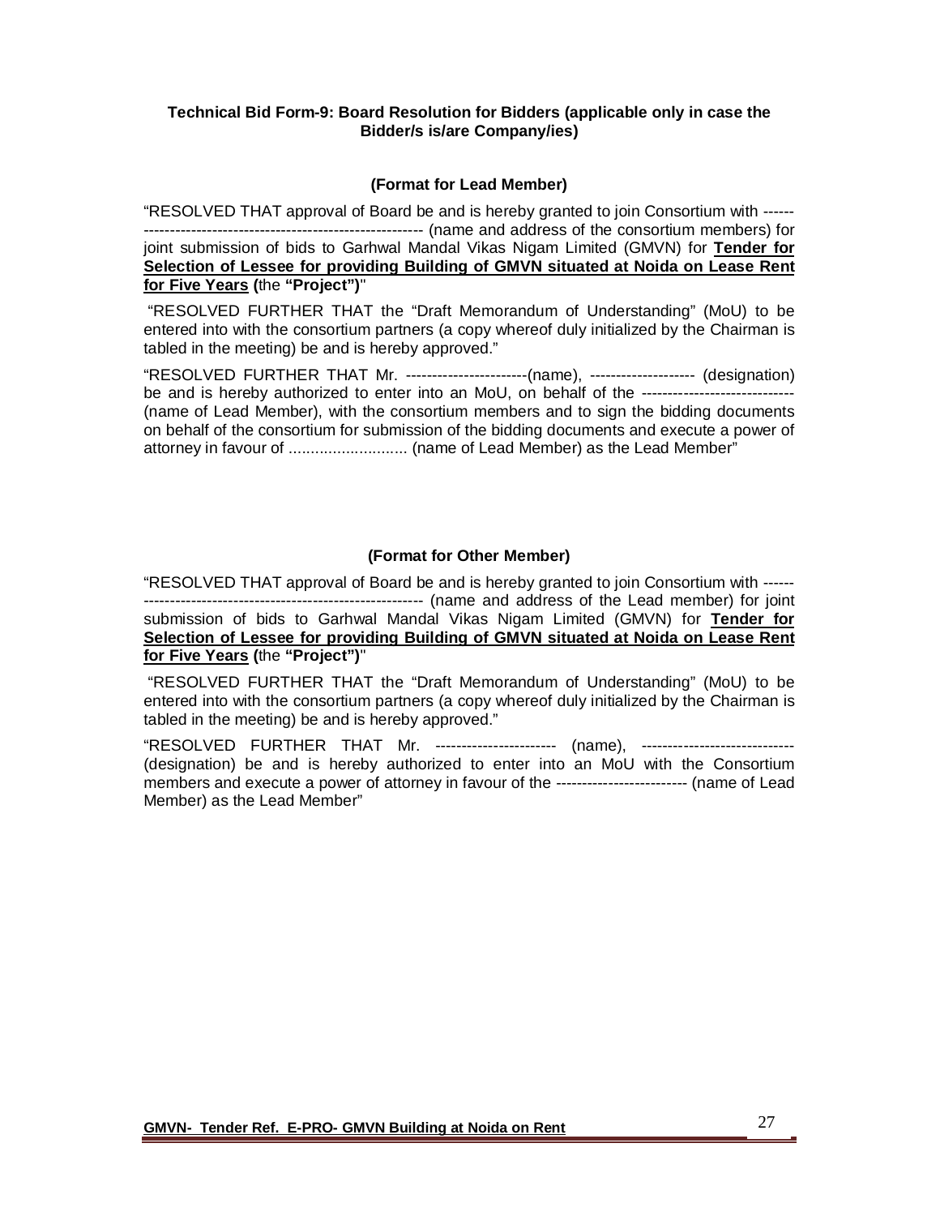**Technical Bid Form-9: Board Resolution for Bidders (applicable only in case the Bidder/s is/are Company/ies)**

**(Format for Lead Member)**

"RESOLVED THAT approval of Board be and is hereby granted to join Consortium with ----------------------------------------------------------- (name and address of the consortium members) for joint submission of bids to Garhwal Mandal Vikas Nigam Limited (GMVN) for **Tender for Selection of Lessee for providing Building of GMVN situated at Noida on Lease Rent for Five Years (**the **"Project")**"

"RESOLVED FURTHER THAT the "Draft Memorandum of Understanding" (MoU) to be entered into with the consortium partners (a copy whereof duly initialized by the Chairman is tabled in the meeting) be and is hereby approved."

"RESOLVED FURTHER THAT Mr. -----------------------(name), -------------------- (designation) be and is hereby authorized to enter into an MoU, on behalf of the ----------------------------- (name of Lead Member), with the consortium members and to sign the bidding documents on behalf of the consortium for submission of the bidding documents and execute a power of attorney in favour of ........................... (name of Lead Member) as the Lead Member"

**(Format for Other Member)**

"RESOLVED THAT approval of Board be and is hereby granted to join Consortium with ----------------------------------------------------------- (name and address of the Lead member) for joint submission of bids to Garhwal Mandal Vikas Nigam Limited (GMVN) for **Tender for Selection of Lessee for providing Building of GMVN situated at Noida on Lease Rent for Five Years (**the **"Project")**"

"RESOLVED FURTHER THAT the "Draft Memorandum of Understanding" (MoU) to be entered into with the consortium partners (a copy whereof duly initialized by the Chairman is tabled in the meeting) be and is hereby approved."

"RESOLVED FURTHER THAT Mr. ----------------------- (name), ----------------------------- (designation) be and is hereby authorized to enter into an MoU with the Consortium members and execute a power of attorney in favour of the ------------------------- (name of Lead Member) as the Lead Member"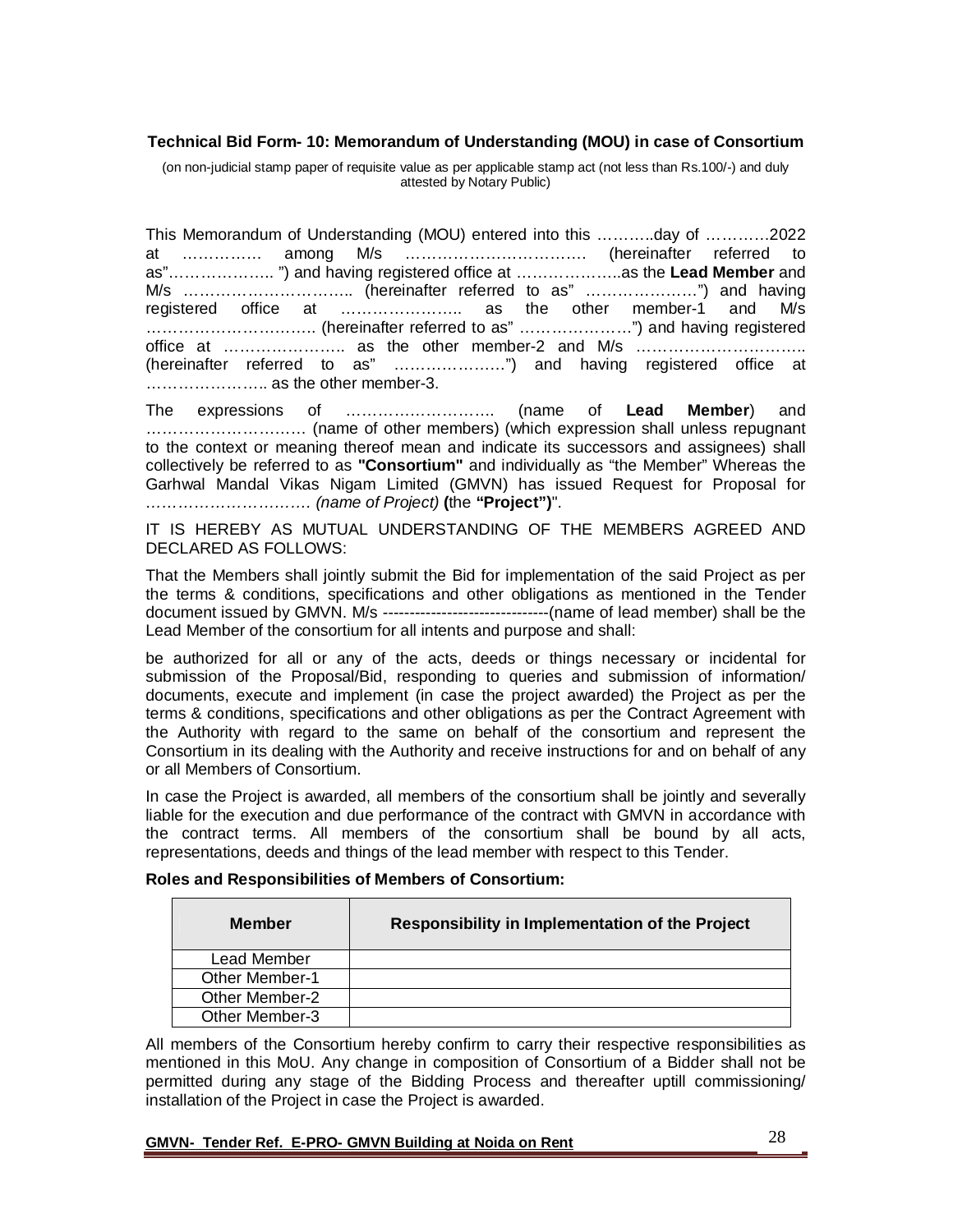### Technical Bid Form- 10: Memorandum of Understanding (MOU) in case of Consortium

(on non-judicial stamp paper of requisite value as per applicable stamp act (not less than Rs.100/-) and duly attested by Notary Public)

This Memorandum of Understanding (MOU) entered into this ………..day of …………2022 at …………… among M/s ……………………………. (hereinafter referred to as"……………….. ") and having registered office at ………………..as the **Lead Member** and M/s ………………………….. (hereinafter referred to as" …………………") and having registered office at ………………….. as the other member-1 and M/s ……………………………. (hereinafter referred to as" …………………") and having registered office at ………………….. as the other member-2 and M/s ………………………….. (hereinafter referred to as" …………………") and having registered office at ………………….. as the other member-3.

The expressions of ……………………….. (name of **Lead Member**) and ………………………… (name of other members) (which expression shall unless repugnant to the context or meaning thereof mean and indicate its successors and assignees) shall collectively be referred to as **"Consortium"** and individually as "the Member" Whereas the Garhwal Mandal Vikas Nigam Limited (GMVN) has issued Request for Proposal for *………………………… (name of Project)* **(**the **"Project")**".

IT IS HEREBY AS MUTUAL UNDERSTANDING OF THE MEMBERS AGREED AND DECLARED AS FOLLOWS:

That the Members shall jointly submit the Bid for implementation of the said Project as per the terms & conditions, specifications and other obligations as mentioned in the Tender document issued by GMVN. M/s ------------------------------(name of lead member) shall be the Lead Member of the consortium for all intents and purpose and shall:

be authorized for all or any of the acts, deeds or things necessary or incidental for submission of the Proposal/Bid, responding to queries and submission of information/ documents, execute and implement (in case the project awarded) the Project as per the terms & conditions, specifications and other obligations as per the Contract Agreement with the Authority with regard to the same on behalf of the consortium and represent the Consortium in its dealing with the Authority and receive instructions for and on behalf of any or all Members of Consortium.

In case the Project is awarded, all members of the consortium shall be jointly and severally liable for the execution and due performance of the contract with GMVN in accordance with the contract terms. All members of the consortium shall be bound by all acts, representations, deeds and things of the lead member with respect to this Tender.

**Roles and Responsibilities of Members of Consortium:**

| Member | Responsibility in Implementation of the Project |
|---|---|
| Lead Member | |
| Other Member-1 | |
| Other Member-2 | |
| Other Member-3 | |

All members of the Consortium hereby confirm to carry their respective responsibilities as mentioned in this MoU. Any change in composition of Consortium of a Bidder shall not be permitted during any stage of the Bidding Process and thereafter uptill commissioning/ installation of the Project in case the Project is awarded.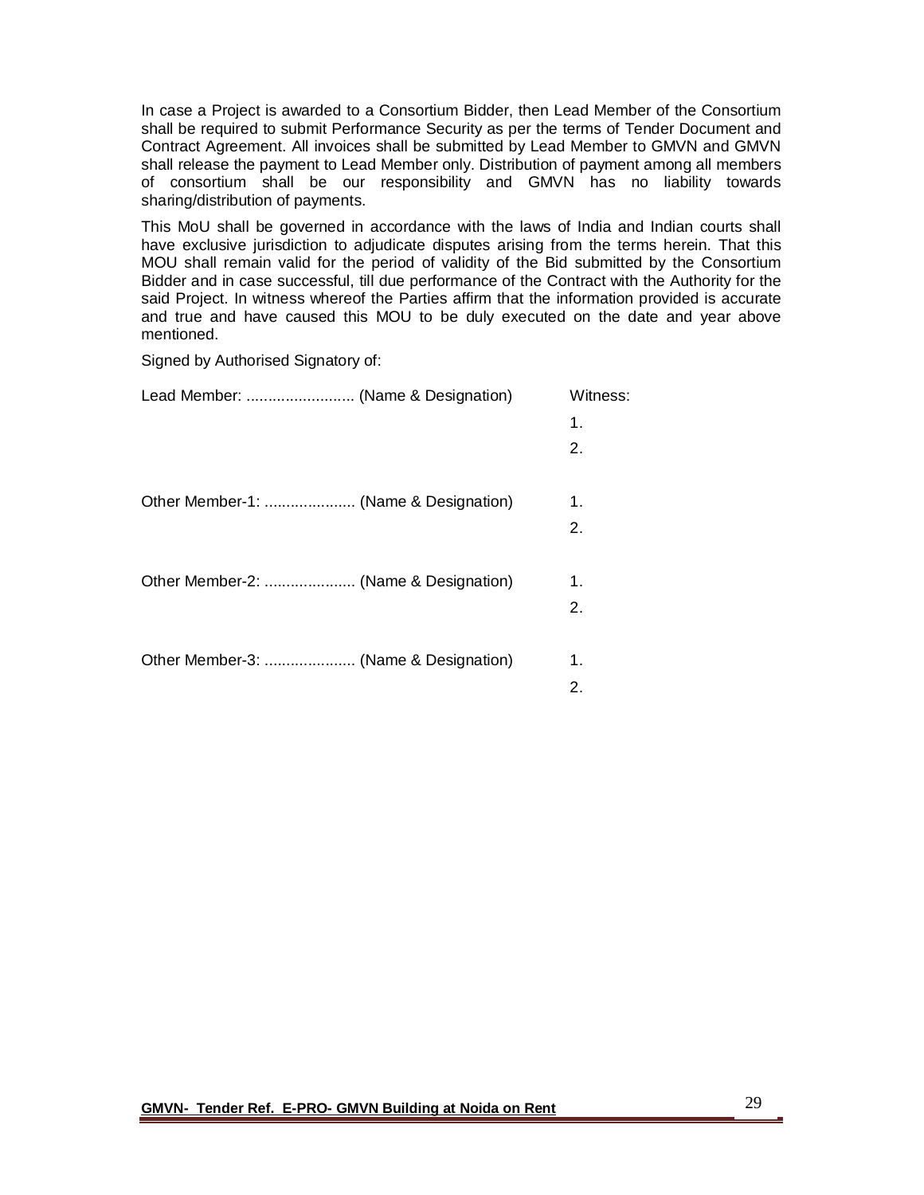In case a Project is awarded to a Consortium Bidder, then Lead Member of the Consortium shall be required to submit Performance Security as per the terms of Tender Document and Contract Agreement. All invoices shall be submitted by Lead Member to GMVN and GMVN shall release the payment to Lead Member only. Distribution of payment among all members of consortium shall be our responsibility and GMVN has no liability towards sharing/distribution of payments.

This MoU shall be governed in accordance with the laws of India and Indian courts shall have exclusive jurisdiction to adjudicate disputes arising from the terms herein. That this MOU shall remain valid for the period of validity of the Bid submitted by the Consortium Bidder and in case successful, till due performance of the Contract with the Authority for the said Project. In witness whereof the Parties affirm that the information provided is accurate and true and have caused this MOU to be duly executed on the date and year above mentioned.

Signed by Authorised Signatory of:

| | Witness: |
|---|---|
| Lead Member: ......................... (Name & Designation) | 1. |
| | 2. |
| Other Member-1: ..................... (Name & Designation) | 1. |
| | 2. |
| Other Member-2: ..................... (Name & Designation) | 1. |
| | 2. |
| Other Member-3: ..................... (Name & Designation) | 1. |
| | 2. |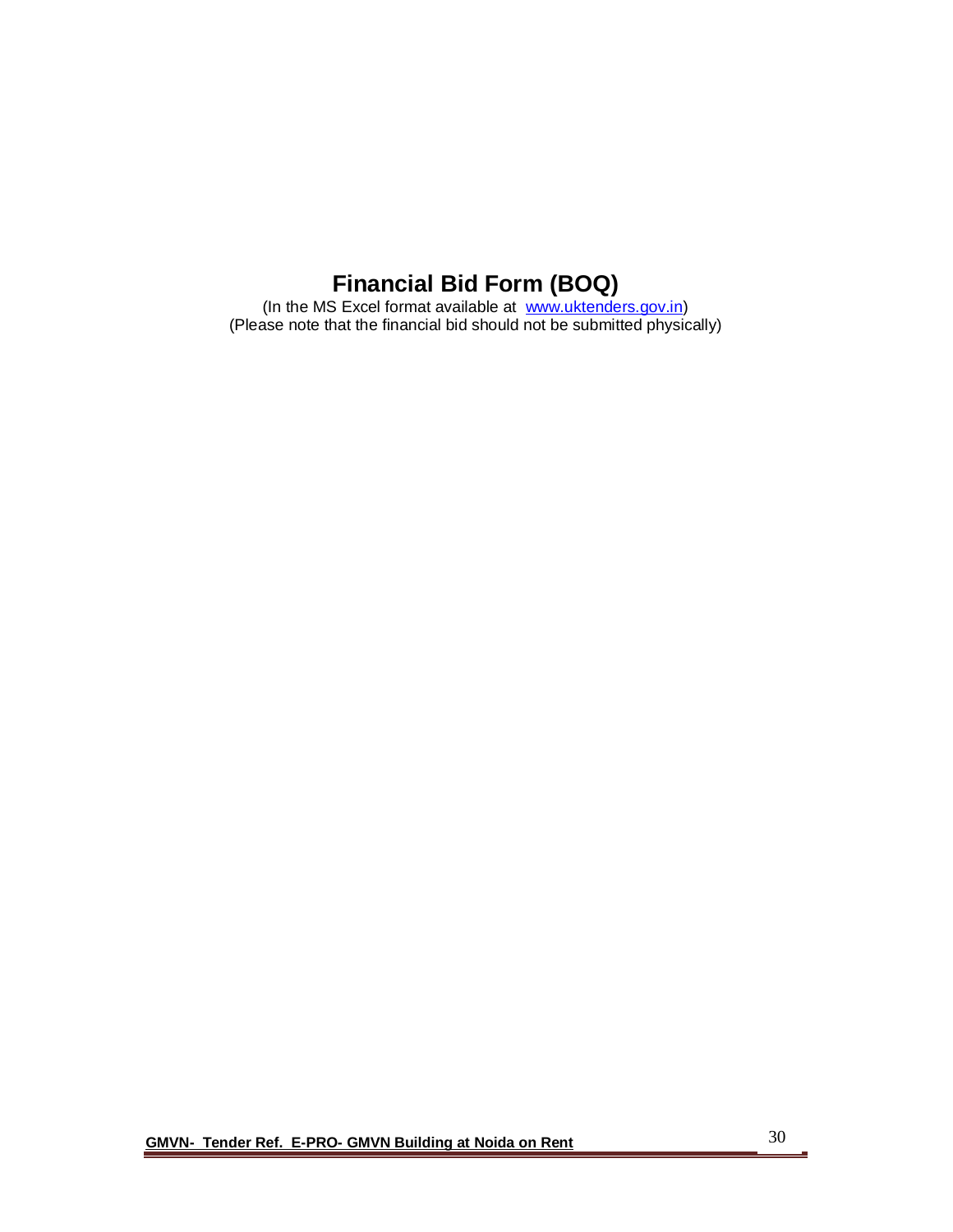# Financial Bid Form (BOQ)

(In the MS Excel format available at [www.uktenders.gov.in](http://www.uktenders.gov.in))
(Please note that the financial bid should not be submitted physically)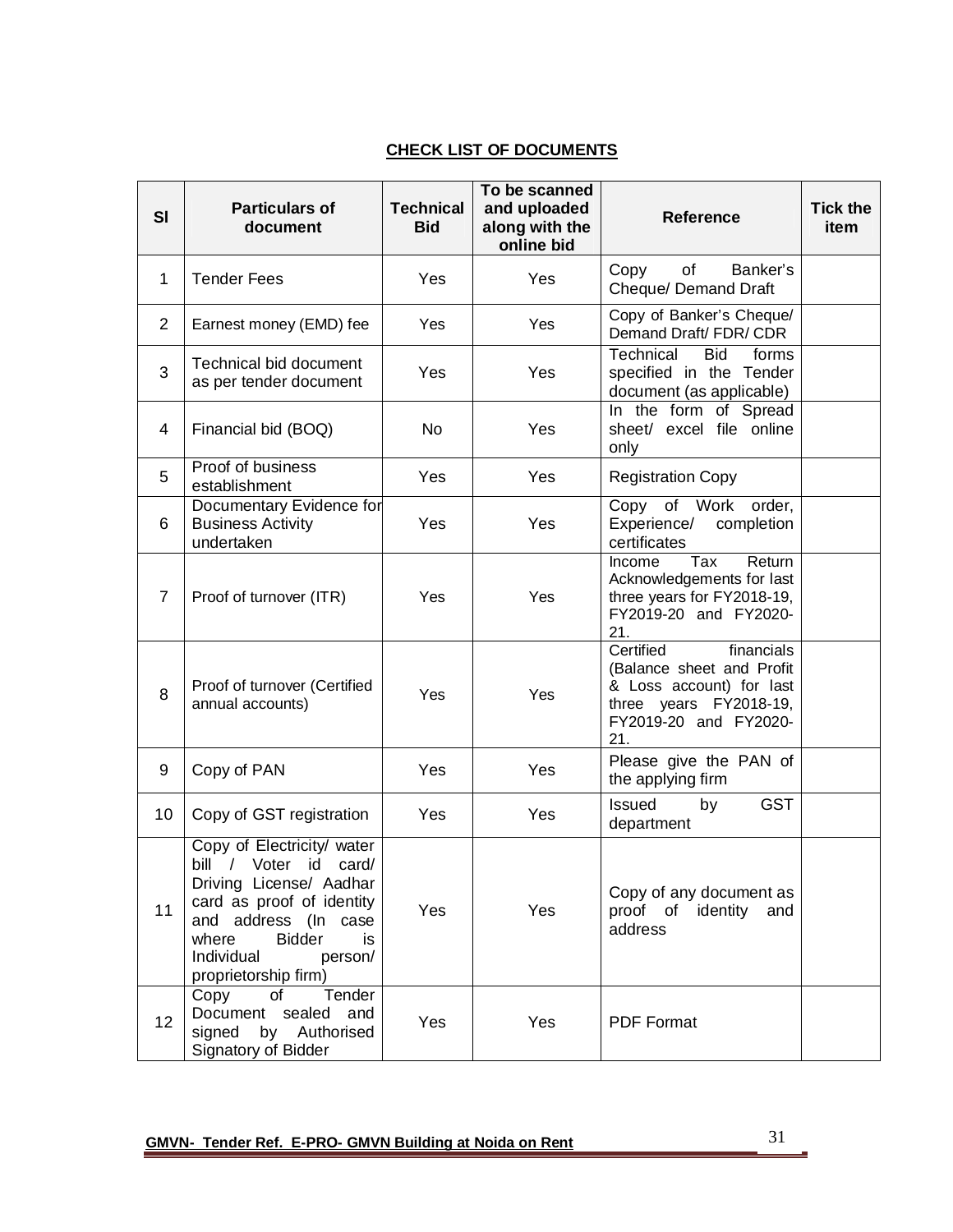## CHECK LIST OF DOCUMENTS

| Sl | Particulars of document | Technical Bid | To be scanned and uploaded along with the online bid | Reference | Tick the item |
|---|---|---|---|---|---|
| 1 | Tender Fees | Yes | Yes | Copy of Banker's Cheque/ Demand Draft | |
| 2 | Earnest money (EMD) fee | Yes | Yes | Copy of Banker's Cheque/ Demand Draft/ FDR/ CDR | |
| 3 | Technical bid document as per tender document | Yes | Yes | Technical Bid forms specified in the Tender document (as applicable) | |
| 4 | Financial bid (BOQ) | No | Yes | In the form of Spread sheet/ excel file online only | |
| 5 | Proof of business establishment | Yes | Yes | Registration Copy | |
| 6 | Documentary Evidence for Business Activity undertaken | Yes | Yes | Copy of Work order, Experience/ completion certificates | |
| 7 | Proof of turnover (ITR) | Yes | Yes | Income Tax Return Acknowledgements for last three years for FY2018-19, FY2019-20 and FY2020-21. | |
| 8 | Proof of turnover (Certified annual accounts) | Yes | Yes | Certified financials (Balance sheet and Profit & Loss account) for last three years FY2018-19, FY2019-20 and FY2020-21. | |
| 9 | Copy of PAN | Yes | Yes | Please give the PAN of the applying firm | |
| 10 | Copy of GST registration | Yes | Yes | Issued by GST department | |
| 11 | Copy of Electricity/ water bill / Voter id card/ Driving License/ Aadhar card as proof of identity and address (In case where Bidder is Individual person/ proprietorship firm) | Yes | Yes | Copy of any document as proof of identity and address | |
| 12 | Copy of Tender Document sealed and signed by Authorised Signatory of Bidder | Yes | Yes | PDF Format | |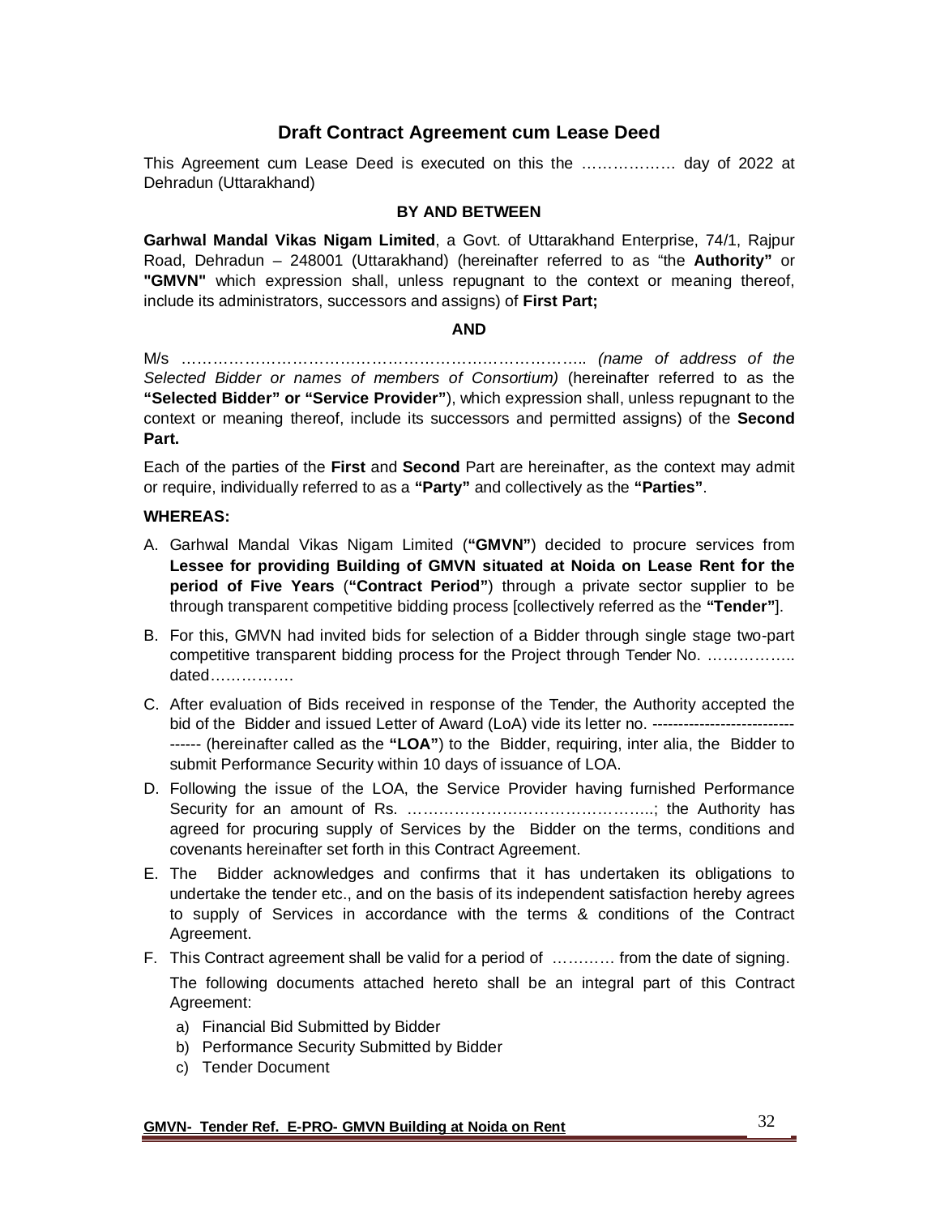## Draft Contract Agreement cum Lease Deed

This Agreement cum Lease Deed is executed on this the ……………… day of 2022 at Dehradun (Uttarakhand)

**BY AND BETWEEN**

**Garhwal Mandal Vikas Nigam Limited**, a Govt. of Uttarakhand Enterprise, 74/1, Rajpur Road, Dehradun – 248001 (Uttarakhand) (hereinafter referred to as "the **Authority"** or **"GMVN"** which expression shall, unless repugnant to the context or meaning thereof, include its administrators, successors and assigns) of **First Part;**

**AND**

M/s ………………………………………………………………….. *(name of address of the Selected Bidder or names of members of Consortium)* (hereinafter referred to as the **"Selected Bidder" or "Service Provider"**), which expression shall, unless repugnant to the context or meaning thereof, include its successors and permitted assigns) of the **Second Part.**

Each of the parties of the **First** and **Second** Part are hereinafter, as the context may admit or require, individually referred to as a **"Party"** and collectively as the **"Parties"**.

**WHEREAS:**

A. Garhwal Mandal Vikas Nigam Limited (**"GMVN"**) decided to procure services from **Lessee for providing Building of GMVN situated at Noida on Lease Rent for the period of Five Years** (**"Contract Period"**) through a private sector supplier to be through transparent competitive bidding process [collectively referred as the **"Tender"**].

B. For this, GMVN had invited bids for selection of a Bidder through single stage two-part competitive transparent bidding process for the Project through Tender No. …………….. dated…………….

C. After evaluation of Bids received in response of the Tender, the Authority accepted the bid of the Bidder and issued Letter of Award (LoA) vide its letter no. --------------------------------- (hereinafter called as the **"LOA"**) to the Bidder, requiring, inter alia, the Bidder to submit Performance Security within 10 days of issuance of LOA.

D. Following the issue of the LOA, the Service Provider having furnished Performance Security for an amount of Rs. ………………………………………..; the Authority has agreed for procuring supply of Services by the Bidder on the terms, conditions and covenants hereinafter set forth in this Contract Agreement.

E. The Bidder acknowledges and confirms that it has undertaken its obligations to undertake the tender etc., and on the basis of its independent satisfaction hereby agrees to supply of Services in accordance with the terms & conditions of the Contract Agreement.

F. This Contract agreement shall be valid for a period of ………… from the date of signing.

The following documents attached hereto shall be an integral part of this Contract Agreement:

a) Financial Bid Submitted by Bidder
b) Performance Security Submitted by Bidder
c) Tender Document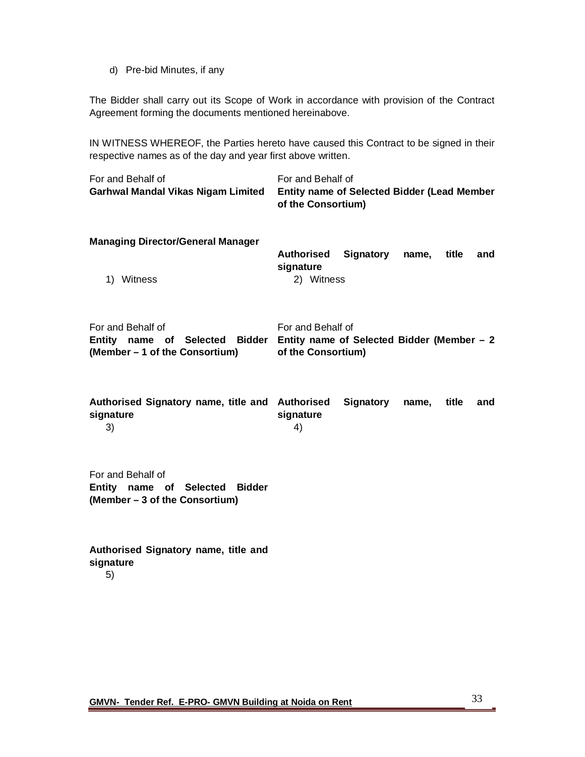d) Pre-bid Minutes, if any

The Bidder shall carry out its Scope of Work in accordance with provision of the Contract Agreement forming the documents mentioned hereinabove.

IN WITNESS WHEREOF, the Parties hereto have caused this Contract to be signed in their respective names as of the day and year first above written.

For and Behalf of
**Garhwal Mandal Vikas Nigam Limited**

**Managing Director/General Manager**

1) Witness

For and Behalf of
**Entity name of Selected Bidder (Lead Member of the Consortium)**

**Authorised Signatory name, title and signature**

2) Witness

For and Behalf of
**Entity name of Selected Bidder (Member – 1 of the Consortium)**

**Authorised Signatory name, title and signature**

3)

For and Behalf of
**Entity name of Selected Bidder (Member – 2 of the Consortium)**

**Authorised Signatory name, title and signature**

4)

For and Behalf of
**Entity name of Selected Bidder (Member – 3 of the Consortium)**

**Authorised Signatory name, title and signature**

5)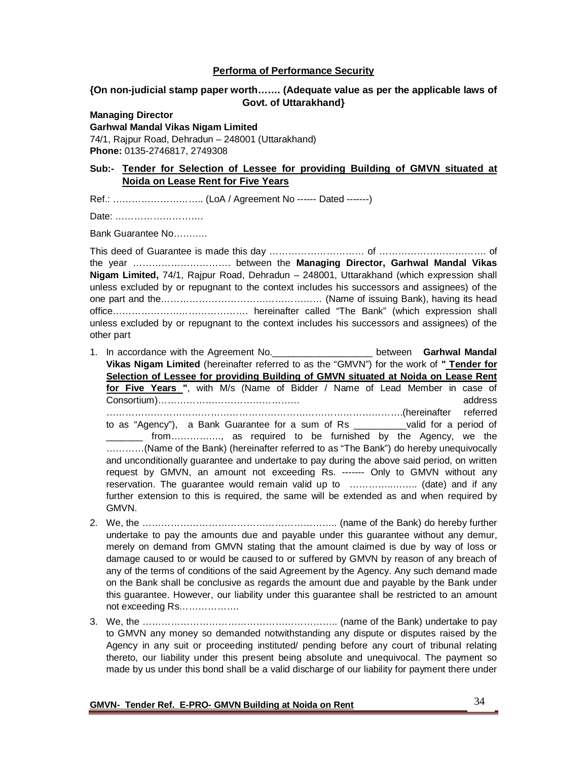**Performa of Performance Security**

**{On non-judicial stamp paper worth……. (Adequate value as per the applicable laws of Govt. of Uttarakhand}**

**Managing Director**
**Garhwal Mandal Vikas Nigam Limited**
74/1, Rajpur Road, Dehradun – 248001 (Uttarakhand)
**Phone:** 0135-2746817, 2749308

**Sub:- Tender for Selection of Lessee for providing Building of GMVN situated at Noida on Lease Rent for Five Years**

Ref.: ……………………….. (LoA / Agreement No ------ Dated -------)

Date: ……………………….

Bank Guarantee No………..

This deed of Guarantee is made this day ………………………… of ……………………………. of the year …………………………. between the **Managing Director, Garhwal Mandal Vikas Nigam Limited,** 74/1, Rajpur Road, Dehradun – 248001, Uttarakhand (which expression shall unless excluded by or repugnant to the context includes his successors and assignees) of the one part and the…………………………………………… (Name of issuing Bank), having its head office……………………………………. hereinafter called "The Bank" (which expression shall unless excluded by or repugnant to the context includes his successors and assignees) of the other part

1. In accordance with the Agreement No.__________________ between **Garhwal Mandal Vikas Nigam Limited** (hereinafter referred to as the "GMVN") for the work of **" Tender for Selection of Lessee for providing Building of GMVN situated at Noida on Lease Rent for Five Years "**, with M/s (Name of Bidder / Name of Lead Member in case of Consortium)……………………………………… address ………………………………………………………………………………………(hereinafter referred to as "Agency"), a Bank Guarantee for a sum of Rs __________valid for a period of _______ from……………., as required to be furnished by the Agency, we the …………(Name of the Bank) (hereinafter referred to as "The Bank") do hereby unequivocally and unconditionally guarantee and undertake to pay during the above said period, on written request by GMVN, an amount not exceeding Rs. ------- Only to GMVN without any reservation. The guarantee would remain valid up to ……………….. (date) and if any further extension to this is required, the same will be extended as and when required by GMVN.
2. We, the …………………………………………………….. (name of the Bank) do hereby further undertake to pay the amounts due and payable under this guarantee without any demur, merely on demand from GMVN stating that the amount claimed is due by way of loss or damage caused to or would be caused to or suffered by GMVN by reason of any breach of any of the terms of conditions of the said Agreement by the Agency. Any such demand made on the Bank shall be conclusive as regards the amount due and payable by the Bank under this guarantee. However, our liability under this guarantee shall be restricted to an amount not exceeding Rs……………….
3. We, the …………………………………………………….. (name of the Bank) undertake to pay to GMVN any money so demanded notwithstanding any dispute or disputes raised by the Agency in any suit or proceeding instituted/ pending before any court of tribunal relating thereto, our liability under this present being absolute and unequivocal. The payment so made by us under this bond shall be a valid discharge of our liability for payment there under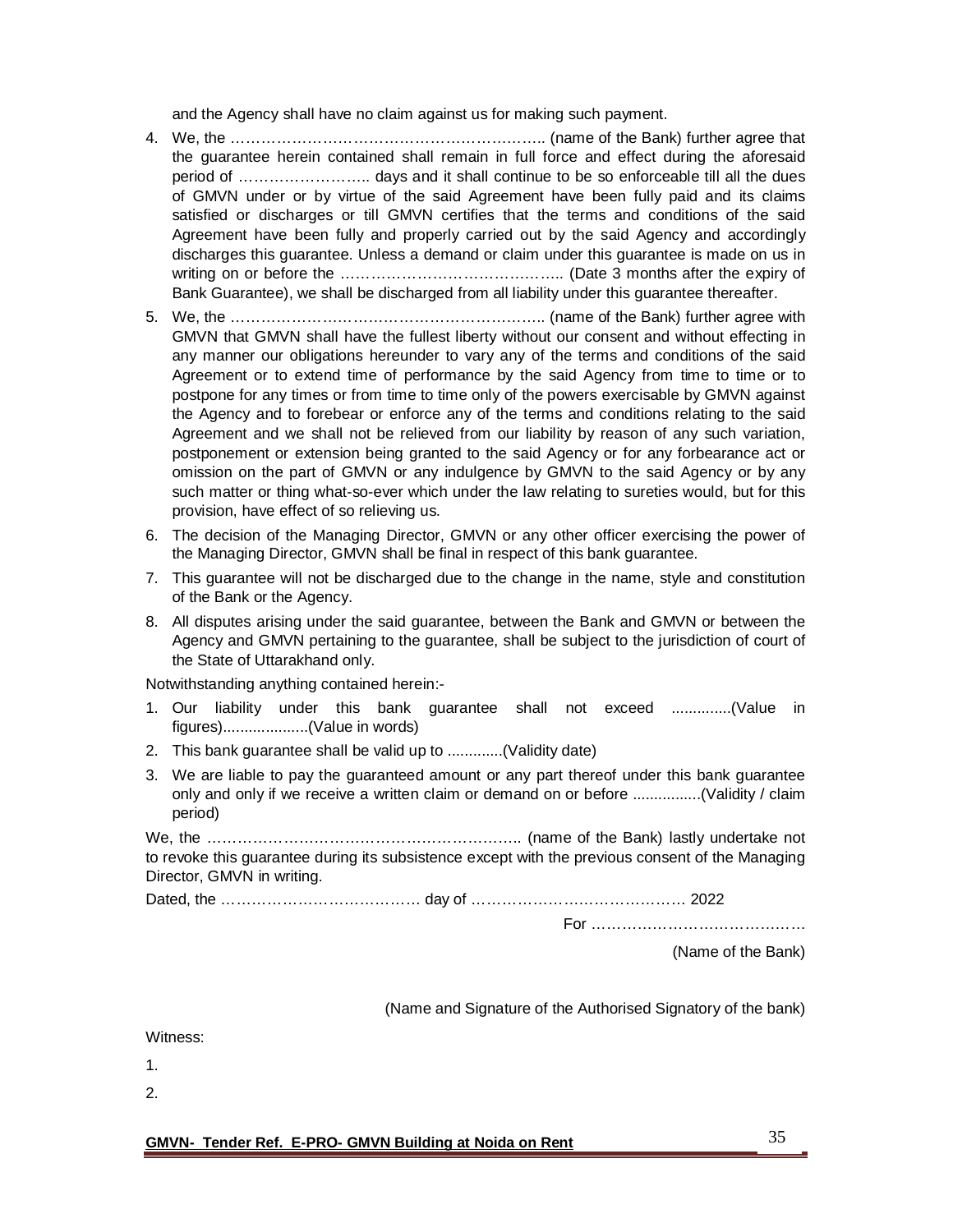and the Agency shall have no claim against us for making such payment.

4. We, the …………………………………………………….. (name of the Bank) further agree that the guarantee herein contained shall remain in full force and effect during the aforesaid period of …………………….. days and it shall continue to be so enforceable till all the dues of GMVN under or by virtue of the said Agreement have been fully paid and its claims satisfied or discharges or till GMVN certifies that the terms and conditions of the said Agreement have been fully and properly carried out by the said Agency and accordingly discharges this guarantee. Unless a demand or claim under this guarantee is made on us in writing on or before the …………………………………….. (Date 3 months after the expiry of Bank Guarantee), we shall be discharged from all liability under this guarantee thereafter.
5. We, the …………………………………………………….. (name of the Bank) further agree with GMVN that GMVN shall have the fullest liberty without our consent and without effecting in any manner our obligations hereunder to vary any of the terms and conditions of the said Agreement or to extend time of performance by the said Agency from time to time or to postpone for any times or from time to time only of the powers exercisable by GMVN against the Agency and to forebear or enforce any of the terms and conditions relating to the said Agreement and we shall not be relieved from our liability by reason of any such variation, postponement or extension being granted to the said Agency or for any forbearance act or omission on the part of GMVN or any indulgence by GMVN to the said Agency or by any such matter or thing what-so-ever which under the law relating to sureties would, but for this provision, have effect of so relieving us.
6. The decision of the Managing Director, GMVN or any other officer exercising the power of the Managing Director, GMVN shall be final in respect of this bank guarantee.
7. This guarantee will not be discharged due to the change in the name, style and constitution of the Bank or the Agency.
8. All disputes arising under the said guarantee, between the Bank and GMVN or between the Agency and GMVN pertaining to the guarantee, shall be subject to the jurisdiction of court of the State of Uttarakhand only.

Notwithstanding anything contained herein:-

1. Our liability under this bank guarantee shall not exceed ..............(Value in figures)....................(Value in words)
2. This bank guarantee shall be valid up to .............(Validity date)
3. We are liable to pay the guaranteed amount or any part thereof under this bank guarantee only and only if we receive a written claim or demand on or before ................(Validity / claim period)

We, the …………………………………………………….. (name of the Bank) lastly undertake not to revoke this guarantee during its subsistence except with the previous consent of the Managing Director, GMVN in writing.

Dated, the ………………………………… day of …………………………………… 2022

For ……………………………………

(Name of the Bank)

(Name and Signature of the Authorised Signatory of the bank)

Witness:

1.

2.